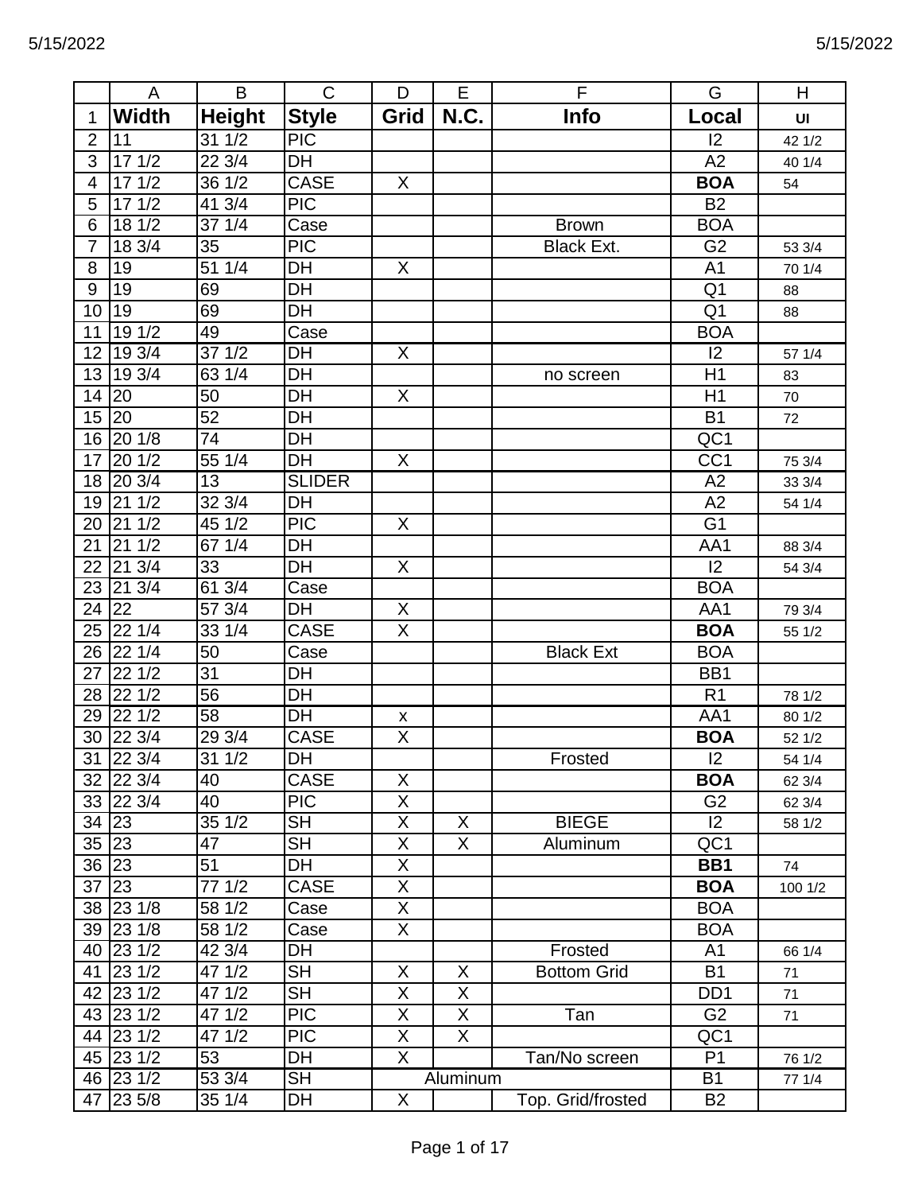| | A | B | C | D | E | F | G | H |
|---|---|---|---|---|---|---|---|---|
| 1 | **Width** | **Height** | **Style** | **Grid** | **N.C.** | **Info** | **Local** | **UI** |
| 2 | 11 | 31 1/2 | PIC | | | | I2 | 42 1/2 |
| 3 | 17 1/2 | 22 3/4 | DH | | | | A2 | 40 1/4 |
| 4 | 17 1/2 | 36 1/2 | CASE | X | | | **BOA** | 54 |
| 5 | 17 1/2 | 41 3/4 | PIC | | | | B2 | |
| 6 | 18 1/2 | 37 1/4 | Case | | | Brown | BOA | |
| 7 | 18 3/4 | 35 | PIC | | | Black Ext. | G2 | 53 3/4 |
| 8 | 19 | 51 1/4 | DH | X | | | A1 | 70 1/4 |
| 9 | 19 | 69 | DH | | | | Q1 | 88 |
| 10 | 19 | 69 | DH | | | | Q1 | 88 |
| 11 | 19 1/2 | 49 | Case | | | | BOA | |
| 12 | 19 3/4 | 37 1/2 | DH | X | | | I2 | 57 1/4 |
| 13 | 19 3/4 | 63 1/4 | DH | | | no screen | H1 | 83 |
| 14 | 20 | 50 | DH | X | | | H1 | 70 |
| 15 | 20 | 52 | DH | | | | B1 | 72 |
| 16 | 20 1/8 | 74 | DH | | | | QC1 | |
| 17 | 20 1/2 | 55 1/4 | DH | X | | | CC1 | 75 3/4 |
| 18 | 20 3/4 | 13 | SLIDER | | | | A2 | 33 3/4 |
| 19 | 21 1/2 | 32 3/4 | DH | | | | A2 | 54 1/4 |
| 20 | 21 1/2 | 45 1/2 | PIC | X | | | G1 | |
| 21 | 21 1/2 | 67 1/4 | DH | | | | AA1 | 88 3/4 |
| 22 | 21 3/4 | 33 | DH | X | | | I2 | 54 3/4 |
| 23 | 21 3/4 | 61 3/4 | Case | | | | BOA | |
| 24 | 22 | 57 3/4 | DH | X | | | AA1 | 79 3/4 |
| 25 | 22 1/4 | 33 1/4 | CASE | X | | | **BOA** | 55 1/2 |
| 26 | 22 1/4 | 50 | Case | | | Black Ext | BOA | |
| 27 | 22 1/2 | 31 | DH | | | | BB1 | |
| 28 | 22 1/2 | 56 | DH | | | | R1 | 78 1/2 |
| 29 | 22 1/2 | 58 | DH | x | | | AA1 | 80 1/2 |
| 30 | 22 3/4 | 29 3/4 | CASE | X | | | **BOA** | 52 1/2 |
| 31 | 22 3/4 | 31 1/2 | DH | | | Frosted | I2 | 54 1/4 |
| 32 | 22 3/4 | 40 | CASE | X | | | **BOA** | 62 3/4 |
| 33 | 22 3/4 | 40 | PIC | X | | | G2 | 62 3/4 |
| 34 | 23 | 35 1/2 | SH | X | X | BIEGE | I2 | 58 1/2 |
| 35 | 23 | 47 | SH | X | X | Aluminum | QC1 | |
| 36 | 23 | 51 | DH | X | | | **BB1** | 74 |
| 37 | 23 | 77 1/2 | CASE | X | | | **BOA** | 100 1/2 |
| 38 | 23 1/8 | 58 1/2 | Case | X | | | BOA | |
| 39 | 23 1/8 | 58 1/2 | Case | X | | | BOA | |
| 40 | 23 1/2 | 42 3/4 | DH | | | Frosted | A1 | 66 1/4 |
| 41 | 23 1/2 | 47 1/2 | SH | X | X | Bottom Grid | B1 | 71 |
| 42 | 23 1/2 | 47 1/2 | SH | X | X | | DD1 | 71 |
| 43 | 23 1/2 | 47 1/2 | PIC | X | X | Tan | G2 | 71 |
| 44 | 23 1/2 | 47 1/2 | PIC | X | X | | QC1 | |
| 45 | 23 1/2 | 53 | DH | X | | Tan/No screen | P1 | 76 1/2 |
| 46 | 23 1/2 | 53 3/4 | SH | Aluminum | | | B1 | 77 1/4 |
| 47 | 23 5/8 | 35 1/4 | DH | X | | Top. Grid/frosted | B2 | |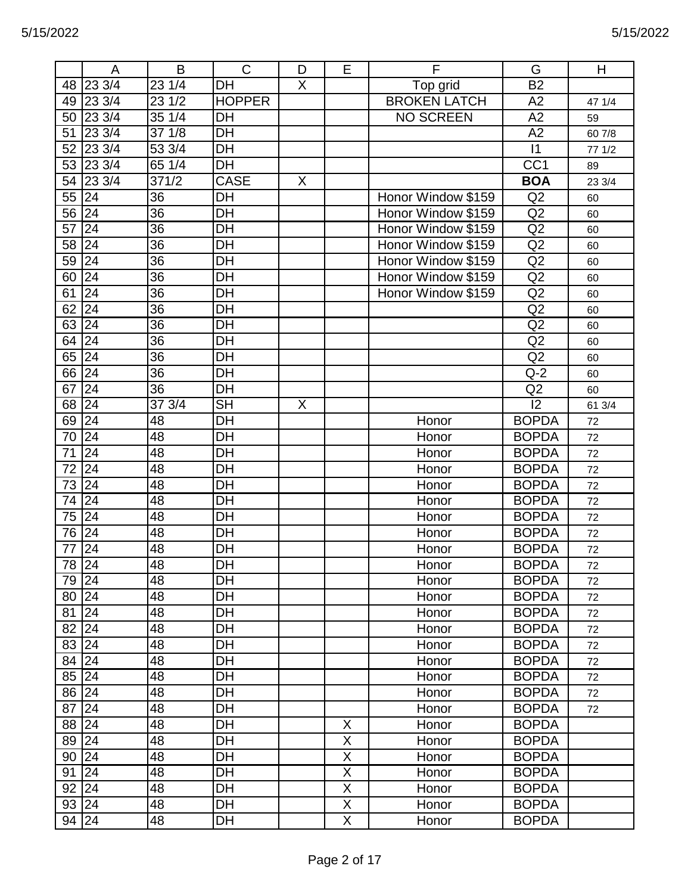| | A | B | C | D | E | F | G | H |
|---|---|---|---|---|---|---|---|---|
| 48 | 23 3/4 | 23 1/4 | DH | X | | Top grid | B2 | |
| 49 | 23 3/4 | 23 1/2 | HOPPER | | | BROKEN LATCH | A2 | 47 1/4 |
| 50 | 23 3/4 | 35 1/4 | DH | | | NO SCREEN | A2 | 59 |
| 51 | 23 3/4 | 37 1/8 | DH | | | | A2 | 60 7/8 |
| 52 | 23 3/4 | 53 3/4 | DH | | | | I1 | 77 1/2 |
| 53 | 23 3/4 | 65 1/4 | DH | | | | CC1 | 89 |
| 54 | 23 3/4 | 371/2 | CASE | X | | | **BOA** | 23 3/4 |
| 55 | 24 | 36 | DH | | | Honor Window $159 | Q2 | 60 |
| 56 | 24 | 36 | DH | | | Honor Window $159 | Q2 | 60 |
| 57 | 24 | 36 | DH | | | Honor Window $159 | Q2 | 60 |
| 58 | 24 | 36 | DH | | | Honor Window $159 | Q2 | 60 |
| 59 | 24 | 36 | DH | | | Honor Window $159 | Q2 | 60 |
| 60 | 24 | 36 | DH | | | Honor Window $159 | Q2 | 60 |
| 61 | 24 | 36 | DH | | | Honor Window $159 | Q2 | 60 |
| 62 | 24 | 36 | DH | | | | Q2 | 60 |
| 63 | 24 | 36 | DH | | | | Q2 | 60 |
| 64 | 24 | 36 | DH | | | | Q2 | 60 |
| 65 | 24 | 36 | DH | | | | Q2 | 60 |
| 66 | 24 | 36 | DH | | | | Q-2 | 60 |
| 67 | 24 | 36 | DH | | | | Q2 | 60 |
| 68 | 24 | 37 3/4 | SH | X | | | I2 | 61 3/4 |
| 69 | 24 | 48 | DH | | | Honor | BOPDA | 72 |
| 70 | 24 | 48 | DH | | | Honor | BOPDA | 72 |
| 71 | 24 | 48 | DH | | | Honor | BOPDA | 72 |
| 72 | 24 | 48 | DH | | | Honor | BOPDA | 72 |
| 73 | 24 | 48 | DH | | | Honor | BOPDA | 72 |
| 74 | 24 | 48 | DH | | | Honor | BOPDA | 72 |
| 75 | 24 | 48 | DH | | | Honor | BOPDA | 72 |
| 76 | 24 | 48 | DH | | | Honor | BOPDA | 72 |
| 77 | 24 | 48 | DH | | | Honor | BOPDA | 72 |
| 78 | 24 | 48 | DH | | | Honor | BOPDA | 72 |
| 79 | 24 | 48 | DH | | | Honor | BOPDA | 72 |
| 80 | 24 | 48 | DH | | | Honor | BOPDA | 72 |
| 81 | 24 | 48 | DH | | | Honor | BOPDA | 72 |
| 82 | 24 | 48 | DH | | | Honor | BOPDA | 72 |
| 83 | 24 | 48 | DH | | | Honor | BOPDA | 72 |
| 84 | 24 | 48 | DH | | | Honor | BOPDA | 72 |
| 85 | 24 | 48 | DH | | | Honor | BOPDA | 72 |
| 86 | 24 | 48 | DH | | | Honor | BOPDA | 72 |
| 87 | 24 | 48 | DH | | | Honor | BOPDA | 72 |
| 88 | 24 | 48 | DH | | X | Honor | BOPDA | |
| 89 | 24 | 48 | DH | | X | Honor | BOPDA | |
| 90 | 24 | 48 | DH | | X | Honor | BOPDA | |
| 91 | 24 | 48 | DH | | X | Honor | BOPDA | |
| 92 | 24 | 48 | DH | | X | Honor | BOPDA | |
| 93 | 24 | 48 | DH | | X | Honor | BOPDA | |
| 94 | 24 | 48 | DH | | X | Honor | BOPDA | |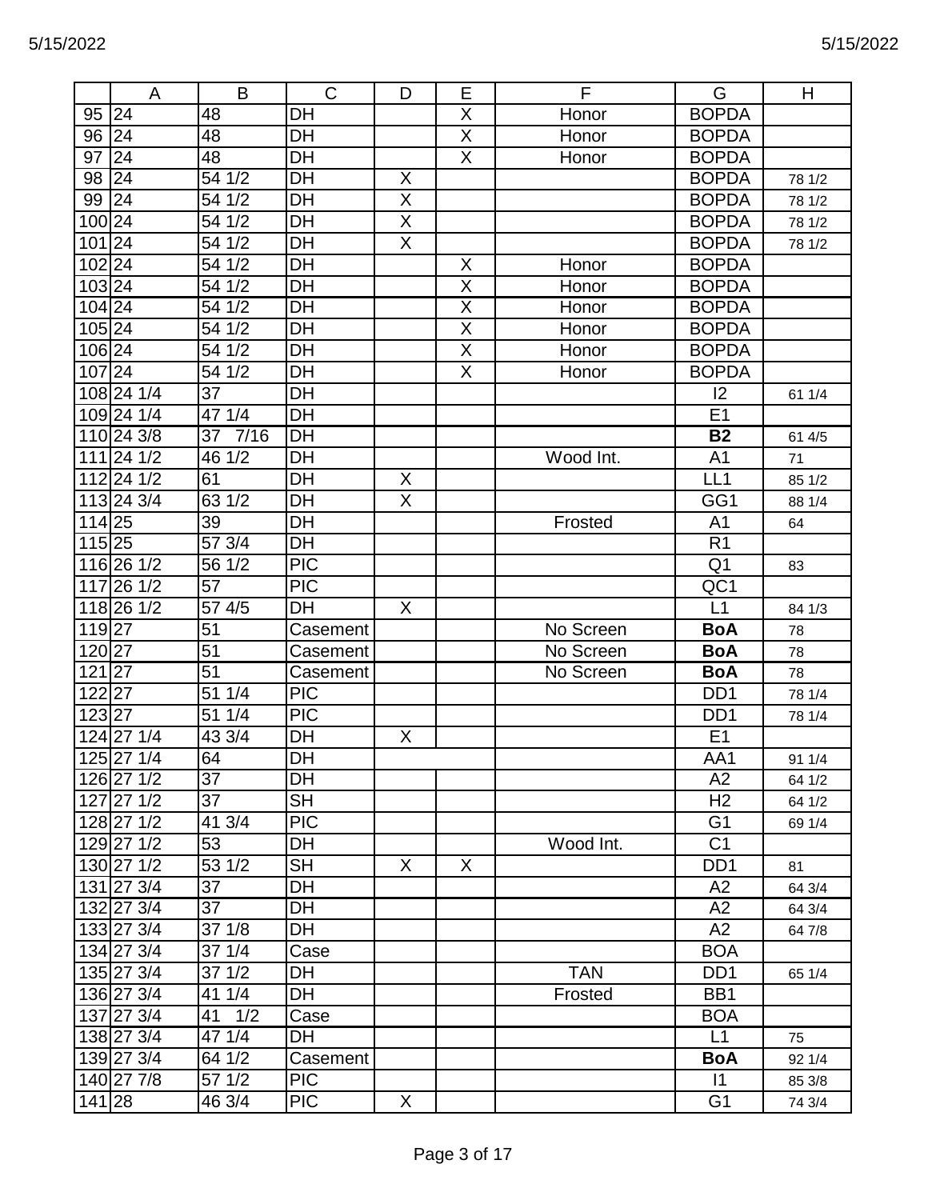| | A | B | C | D | E | F | G | H |
|---|---|---|---|---|---|---|---|---|
| 95 | 24 | 48 | DH | | X | Honor | BOPDA | |
| 96 | 24 | 48 | DH | | X | Honor | BOPDA | |
| 97 | 24 | 48 | DH | | X | Honor | BOPDA | |
| 98 | 24 | 54 1/2 | DH | X | | | BOPDA | 78 1/2 |
| 99 | 24 | 54 1/2 | DH | X | | | BOPDA | 78 1/2 |
| 100 | 24 | 54 1/2 | DH | X | | | BOPDA | 78 1/2 |
| 101 | 24 | 54 1/2 | DH | X | | | BOPDA | 78 1/2 |
| 102 | 24 | 54 1/2 | DH | | X | Honor | BOPDA | |
| 103 | 24 | 54 1/2 | DH | | X | Honor | BOPDA | |
| 104 | 24 | 54 1/2 | DH | | X | Honor | BOPDA | |
| 105 | 24 | 54 1/2 | DH | | X | Honor | BOPDA | |
| 106 | 24 | 54 1/2 | DH | | X | Honor | BOPDA | |
| 107 | 24 | 54 1/2 | DH | | X | Honor | BOPDA | |
| 108 | 24 1/4 | 37 | DH | | | | I2 | 61 1/4 |
| 109 | 24 1/4 | 47 1/4 | DH | | | | E1 | |
| 110 | 24 3/8 | 37 7/16 | DH | | | | **B2** | 61 4/5 |
| 111 | 24 1/2 | 46 1/2 | DH | | | Wood Int. | A1 | 71 |
| 112 | 24 1/2 | 61 | DH | X | | | LL1 | 85 1/2 |
| 113 | 24 3/4 | 63 1/2 | DH | X | | | GG1 | 88 1/4 |
| 114 | 25 | 39 | DH | | | Frosted | A1 | 64 |
| 115 | 25 | 57 3/4 | DH | | | | R1 | |
| 116 | 26 1/2 | 56 1/2 | PIC | | | | Q1 | 83 |
| 117 | 26 1/2 | 57 | PIC | | | | QC1 | |
| 118 | 26 1/2 | 57 4/5 | DH | X | | | L1 | 84 1/3 |
| 119 | 27 | 51 | Casement | | | No Screen | **BoA** | 78 |
| 120 | 27 | 51 | Casement | | | No Screen | **BoA** | 78 |
| 121 | 27 | 51 | Casement | | | No Screen | **BoA** | 78 |
| 122 | 27 | 51 1/4 | PIC | | | | DD1 | 78 1/4 |
| 123 | 27 | 51 1/4 | PIC | | | | DD1 | 78 1/4 |
| 124 | 27 1/4 | 43 3/4 | DH | X | | | E1 | |
| 125 | 27 1/4 | 64 | DH | | | | AA1 | 91 1/4 |
| 126 | 27 1/2 | 37 | DH | | | | A2 | 64 1/2 |
| 127 | 27 1/2 | 37 | SH | | | | H2 | 64 1/2 |
| 128 | 27 1/2 | 41 3/4 | PIC | | | | G1 | 69 1/4 |
| 129 | 27 1/2 | 53 | DH | | | Wood Int. | C1 | |
| 130 | 27 1/2 | 53 1/2 | SH | X | X | | DD1 | 81 |
| 131 | 27 3/4 | 37 | DH | | | | A2 | 64 3/4 |
| 132 | 27 3/4 | 37 | DH | | | | A2 | 64 3/4 |
| 133 | 27 3/4 | 37 1/8 | DH | | | | A2 | 64 7/8 |
| 134 | 27 3/4 | 37 1/4 | Case | | | | BOA | |
| 135 | 27 3/4 | 37 1/2 | DH | | | TAN | DD1 | 65 1/4 |
| 136 | 27 3/4 | 41 1/4 | DH | | | Frosted | BB1 | |
| 137 | 27 3/4 | 41 1/2 | Case | | | | BOA | |
| 138 | 27 3/4 | 47 1/4 | DH | | | | L1 | 75 |
| 139 | 27 3/4 | 64 1/2 | Casement | | | | **BoA** | 92 1/4 |
| 140 | 27 7/8 | 57 1/2 | PIC | | | | I1 | 85 3/8 |
| 141 | 28 | 46 3/4 | PIC | X | | | G1 | 74 3/4 |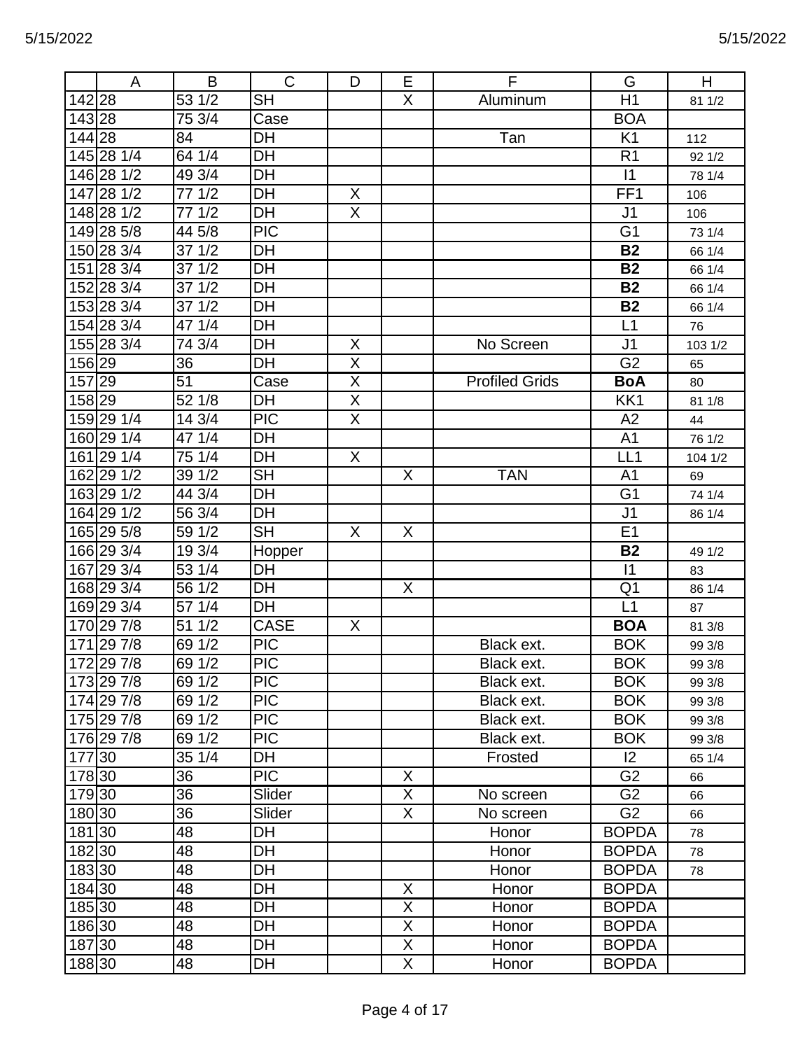| | A | B | C | D | E | F | G | H |
|---|---|---|---|---|---|---|---|---|
| 142 | 28 | 53 1/2 | SH | | X | Aluminum | H1 | 81 1/2 |
| 143 | 28 | 75 3/4 | Case | | | | BOA | |
| 144 | 28 | 84 | DH | | | Tan | K1 | 112 |
| 145 | 28 1/4 | 64 1/4 | DH | | | | R1 | 92 1/2 |
| 146 | 28 1/2 | 49 3/4 | DH | | | | I1 | 78 1/4 |
| 147 | 28 1/2 | 77 1/2 | DH | X | | | FF1 | 106 |
| 148 | 28 1/2 | 77 1/2 | DH | X | | | J1 | 106 |
| 149 | 28 5/8 | 44 5/8 | PIC | | | | G1 | 73 1/4 |
| 150 | 28 3/4 | 37 1/2 | DH | | | | **B2** | 66 1/4 |
| 151 | 28 3/4 | 37 1/2 | DH | | | | **B2** | 66 1/4 |
| 152 | 28 3/4 | 37 1/2 | DH | | | | **B2** | 66 1/4 |
| 153 | 28 3/4 | 37 1/2 | DH | | | | **B2** | 66 1/4 |
| 154 | 28 3/4 | 47 1/4 | DH | | | | L1 | 76 |
| 155 | 28 3/4 | 74 3/4 | DH | X | | No Screen | J1 | 103 1/2 |
| 156 | 29 | 36 | DH | X | | | G2 | 65 |
| 157 | 29 | 51 | Case | X | | Profiled Grids | **BoA** | 80 |
| 158 | 29 | 52 1/8 | DH | X | | | KK1 | 81 1/8 |
| 159 | 29 1/4 | 14 3/4 | PIC | X | | | A2 | 44 |
| 160 | 29 1/4 | 47 1/4 | DH | | | | A1 | 76 1/2 |
| 161 | 29 1/4 | 75 1/4 | DH | X | | | LL1 | 104 1/2 |
| 162 | 29 1/2 | 39 1/2 | SH | | X | TAN | A1 | 69 |
| 163 | 29 1/2 | 44 3/4 | DH | | | | G1 | 74 1/4 |
| 164 | 29 1/2 | 56 3/4 | DH | | | | J1 | 86 1/4 |
| 165 | 29 5/8 | 59 1/2 | SH | X | X | | E1 | |
| 166 | 29 3/4 | 19 3/4 | Hopper | | | | **B2** | 49 1/2 |
| 167 | 29 3/4 | 53 1/4 | DH | | | | I1 | 83 |
| 168 | 29 3/4 | 56 1/2 | DH | | X | | Q1 | 86 1/4 |
| 169 | 29 3/4 | 57 1/4 | DH | | | | L1 | 87 |
| 170 | 29 7/8 | 51 1/2 | CASE | X | | | **BOA** | 81 3/8 |
| 171 | 29 7/8 | 69 1/2 | PIC | | | Black ext. | BOK | 99 3/8 |
| 172 | 29 7/8 | 69 1/2 | PIC | | | Black ext. | BOK | 99 3/8 |
| 173 | 29 7/8 | 69 1/2 | PIC | | | Black ext. | BOK | 99 3/8 |
| 174 | 29 7/8 | 69 1/2 | PIC | | | Black ext. | BOK | 99 3/8 |
| 175 | 29 7/8 | 69 1/2 | PIC | | | Black ext. | BOK | 99 3/8 |
| 176 | 29 7/8 | 69 1/2 | PIC | | | Black ext. | BOK | 99 3/8 |
| 177 | 30 | 35 1/4 | DH | | | Frosted | I2 | 65 1/4 |
| 178 | 30 | 36 | PIC | | X | | G2 | 66 |
| 179 | 30 | 36 | Slider | | X | No screen | G2 | 66 |
| 180 | 30 | 36 | Slider | | X | No screen | G2 | 66 |
| 181 | 30 | 48 | DH | | | Honor | BOPDA | 78 |
| 182 | 30 | 48 | DH | | | Honor | BOPDA | 78 |
| 183 | 30 | 48 | DH | | | Honor | BOPDA | 78 |
| 184 | 30 | 48 | DH | | X | Honor | BOPDA | |
| 185 | 30 | 48 | DH | | X | Honor | BOPDA | |
| 186 | 30 | 48 | DH | | X | Honor | BOPDA | |
| 187 | 30 | 48 | DH | | X | Honor | BOPDA | |
| 188 | 30 | 48 | DH | | X | Honor | BOPDA | |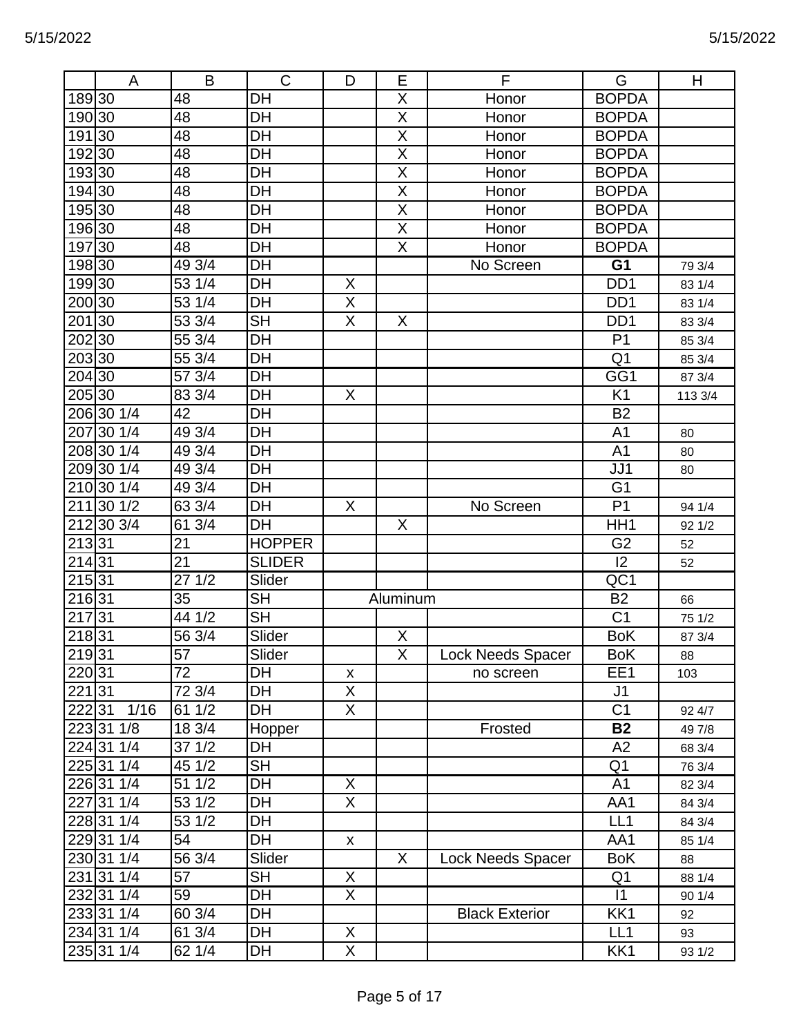| | A | B | C | D | E | F | G | H |
|---|---|---|---|---|---|---|---|---|
| 189 | 30 | 48 | DH | | X | Honor | BOPDA | |
| 190 | 30 | 48 | DH | | X | Honor | BOPDA | |
| 191 | 30 | 48 | DH | | X | Honor | BOPDA | |
| 192 | 30 | 48 | DH | | X | Honor | BOPDA | |
| 193 | 30 | 48 | DH | | X | Honor | BOPDA | |
| 194 | 30 | 48 | DH | | X | Honor | BOPDA | |
| 195 | 30 | 48 | DH | | X | Honor | BOPDA | |
| 196 | 30 | 48 | DH | | X | Honor | BOPDA | |
| 197 | 30 | 48 | DH | | X | Honor | BOPDA | |
| 198 | 30 | 49 3/4 | DH | | | No Screen | **G1** | 79 3/4 |
| 199 | 30 | 53 1/4 | DH | X | | | DD1 | 83 1/4 |
| 200 | 30 | 53 1/4 | DH | X | | | DD1 | 83 1/4 |
| 201 | 30 | 53 3/4 | SH | X | X | | DD1 | 83 3/4 |
| 202 | 30 | 55 3/4 | DH | | | | P1 | 85 3/4 |
| 203 | 30 | 55 3/4 | DH | | | | Q1 | 85 3/4 |
| 204 | 30 | 57 3/4 | DH | | | | GG1 | 87 3/4 |
| 205 | 30 | 83 3/4 | DH | X | | | K1 | 113 3/4 |
| 206 | 30 1/4 | 42 | DH | | | | B2 | |
| 207 | 30 1/4 | 49 3/4 | DH | | | | A1 | 80 |
| 208 | 30 1/4 | 49 3/4 | DH | | | | A1 | 80 |
| 209 | 30 1/4 | 49 3/4 | DH | | | | JJ1 | 80 |
| 210 | 30 1/4 | 49 3/4 | DH | | | | G1 | |
| 211 | 30 1/2 | 63 3/4 | DH | X | | No Screen | P1 | 94 1/4 |
| 212 | 30 3/4 | 61 3/4 | DH | | X | | HH1 | 92 1/2 |
| 213 | 31 | 21 | HOPPER | | | | G2 | 52 |
| 214 | 31 | 21 | SLIDER | | | | I2 | 52 |
| 215 | 31 | 27 1/2 | Slider | | | | QC1 | |
| 216 | 31 | 35 | SH | | Aluminum | | B2 | 66 |
| 217 | 31 | 44 1/2 | SH | | | | C1 | 75 1/2 |
| 218 | 31 | 56 3/4 | Slider | | X | | BoK | 87 3/4 |
| 219 | 31 | 57 | Slider | | X | Lock Needs Spacer | BoK | 88 |
| 220 | 31 | 72 | DH | x | | no screen | EE1 | 103 |
| 221 | 31 | 72 3/4 | DH | X | | | J1 | |
| 222 | 31 1/16 | 61 1/2 | DH | X | | | C1 | 92 4/7 |
| 223 | 31 1/8 | 18 3/4 | Hopper | | | Frosted | **B2** | 49 7/8 |
| 224 | 31 1/4 | 37 1/2 | DH | | | | A2 | 68 3/4 |
| 225 | 31 1/4 | 45 1/2 | SH | | | | Q1 | 76 3/4 |
| 226 | 31 1/4 | 51 1/2 | DH | X | | | A1 | 82 3/4 |
| 227 | 31 1/4 | 53 1/2 | DH | X | | | AA1 | 84 3/4 |
| 228 | 31 1/4 | 53 1/2 | DH | | | | LL1 | 84 3/4 |
| 229 | 31 1/4 | 54 | DH | x | | | AA1 | 85 1/4 |
| 230 | 31 1/4 | 56 3/4 | Slider | | X | Lock Needs Spacer | BoK | 88 |
| 231 | 31 1/4 | 57 | SH | X | | | Q1 | 88 1/4 |
| 232 | 31 1/4 | 59 | DH | X | | | I1 | 90 1/4 |
| 233 | 31 1/4 | 60 3/4 | DH | | | Black Exterior | KK1 | 92 |
| 234 | 31 1/4 | 61 3/4 | DH | X | | | LL1 | 93 |
| 235 | 31 1/4 | 62 1/4 | DH | X | | | KK1 | 93 1/2 |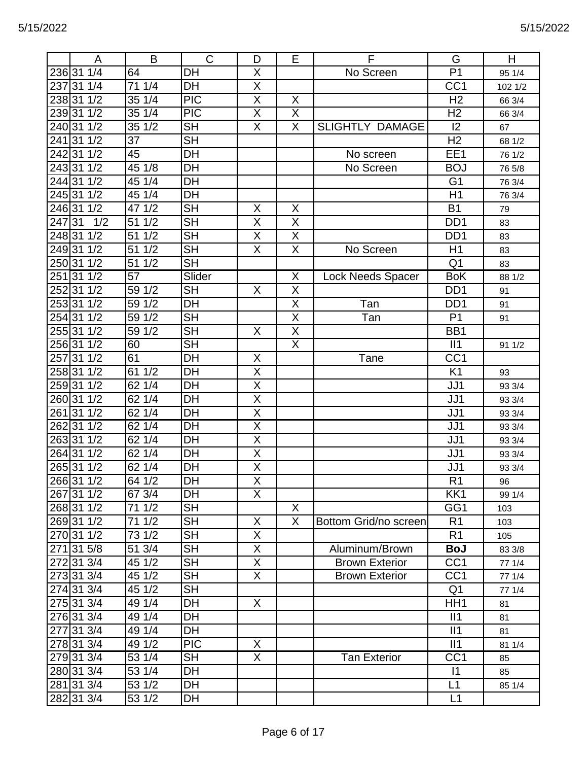| | A | B | C | D | E | F | G | H |
|---|---|---|---|---|---|---|---|---|
| 236 | 31 1/4 | 64 | DH | X | | No Screen | P1 | 95 1/4 |
| 237 | 31 1/4 | 71 1/4 | DH | X | | | CC1 | 102 1/2 |
| 238 | 31 1/2 | 35 1/4 | PIC | X | X | | H2 | 66 3/4 |
| 239 | 31 1/2 | 35 1/4 | PIC | X | X | | H2 | 66 3/4 |
| 240 | 31 1/2 | 35 1/2 | SH | X | X | SLIGHTLY DAMAGE | I2 | 67 |
| 241 | 31 1/2 | 37 | SH | | | | H2 | 68 1/2 |
| 242 | 31 1/2 | 45 | DH | | | No screen | EE1 | 76 1/2 |
| 243 | 31 1/2 | 45 1/8 | DH | | | No Screen | BOJ | 76 5/8 |
| 244 | 31 1/2 | 45 1/4 | DH | | | | G1 | 76 3/4 |
| 245 | 31 1/2 | 45 1/4 | DH | | | | H1 | 76 3/4 |
| 246 | 31 1/2 | 47 1/2 | SH | X | X | | B1 | 79 |
| 247 | 31 1/2 | 51 1/2 | SH | X | X | | DD1 | 83 |
| 248 | 31 1/2 | 51 1/2 | SH | X | X | | DD1 | 83 |
| 249 | 31 1/2 | 51 1/2 | SH | X | X | No Screen | H1 | 83 |
| 250 | 31 1/2 | 51 1/2 | SH | | | | Q1 | 83 |
| 251 | 31 1/2 | 57 | Slider | | X | Lock Needs Spacer | BoK | 88 1/2 |
| 252 | 31 1/2 | 59 1/2 | SH | X | X | | DD1 | 91 |
| 253 | 31 1/2 | 59 1/2 | DH | | X | Tan | DD1 | 91 |
| 254 | 31 1/2 | 59 1/2 | SH | | X | Tan | P1 | 91 |
| 255 | 31 1/2 | 59 1/2 | SH | X | X | | BB1 | |
| 256 | 31 1/2 | 60 | SH | | X | | II1 | 91 1/2 |
| 257 | 31 1/2 | 61 | DH | X | | Tane | CC1 | |
| 258 | 31 1/2 | 61 1/2 | DH | X | | | K1 | 93 |
| 259 | 31 1/2 | 62 1/4 | DH | X | | | JJ1 | 93 3/4 |
| 260 | 31 1/2 | 62 1/4 | DH | X | | | JJ1 | 93 3/4 |
| 261 | 31 1/2 | 62 1/4 | DH | X | | | JJ1 | 93 3/4 |
| 262 | 31 1/2 | 62 1/4 | DH | X | | | JJ1 | 93 3/4 |
| 263 | 31 1/2 | 62 1/4 | DH | X | | | JJ1 | 93 3/4 |
| 264 | 31 1/2 | 62 1/4 | DH | X | | | JJ1 | 93 3/4 |
| 265 | 31 1/2 | 62 1/4 | DH | X | | | JJ1 | 93 3/4 |
| 266 | 31 1/2 | 64 1/2 | DH | X | | | R1 | 96 |
| 267 | 31 1/2 | 67 3/4 | DH | X | | | KK1 | 99 1/4 |
| 268 | 31 1/2 | 71 1/2 | SH | | X | | GG1 | 103 |
| 269 | 31 1/2 | 71 1/2 | SH | X | X | Bottom Grid/no screen | R1 | 103 |
| 270 | 31 1/2 | 73 1/2 | SH | X | | | R1 | 105 |
| 271 | 31 5/8 | 51 3/4 | SH | X | | Aluminum/Brown | **BoJ** | 83 3/8 |
| 272 | 31 3/4 | 45 1/2 | SH | X | | Brown Exterior | CC1 | 77 1/4 |
| 273 | 31 3/4 | 45 1/2 | SH | X | | Brown Exterior | CC1 | 77 1/4 |
| 274 | 31 3/4 | 45 1/2 | SH | | | | Q1 | 77 1/4 |
| 275 | 31 3/4 | 49 1/4 | DH | X | | | HH1 | 81 |
| 276 | 31 3/4 | 49 1/4 | DH | | | | II1 | 81 |
| 277 | 31 3/4 | 49 1/4 | DH | | | | II1 | 81 |
| 278 | 31 3/4 | 49 1/2 | PIC | X | | | II1 | 81 1/4 |
| 279 | 31 3/4 | 53 1/4 | SH | X | | Tan Exterior | CC1 | 85 |
| 280 | 31 3/4 | 53 1/4 | DH | | | | I1 | 85 |
| 281 | 31 3/4 | 53 1/2 | DH | | | | L1 | 85 1/4 |
| 282 | 31 3/4 | 53 1/2 | DH | | | | L1 | |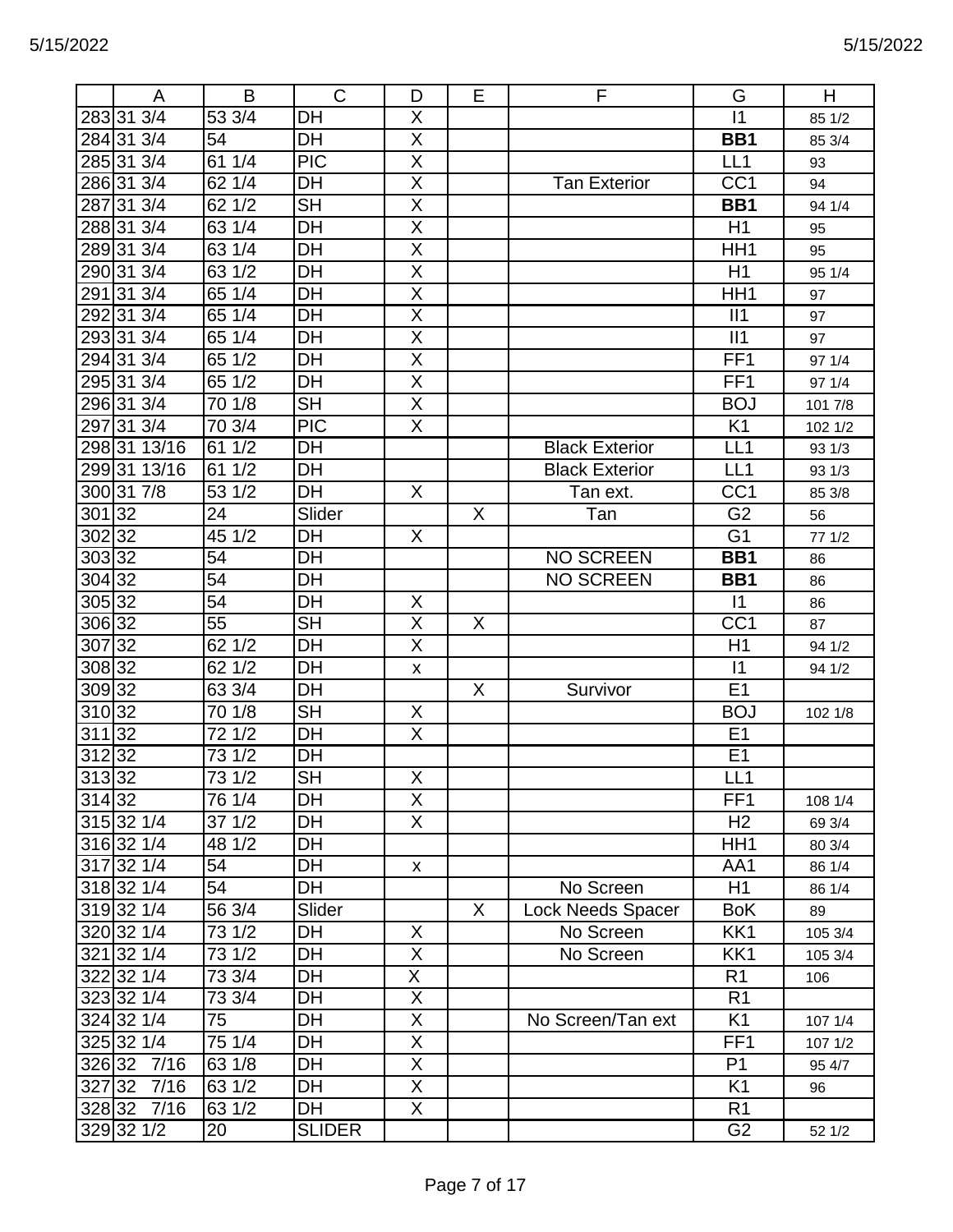| | A | B | C | D | E | F | G | H |
|---|---|---|---|---|---|---|---|---|
| 283 | 31 3/4 | 53 3/4 | DH | X | | | I1 | 85 1/2 |
| 284 | 31 3/4 | 54 | DH | X | | | **BB1** | 85 3/4 |
| 285 | 31 3/4 | 61 1/4 | PIC | X | | | LL1 | 93 |
| 286 | 31 3/4 | 62 1/4 | DH | X | | Tan Exterior | CC1 | 94 |
| 287 | 31 3/4 | 62 1/2 | SH | X | | | **BB1** | 94 1/4 |
| 288 | 31 3/4 | 63 1/4 | DH | X | | | H1 | 95 |
| 289 | 31 3/4 | 63 1/4 | DH | X | | | HH1 | 95 |
| 290 | 31 3/4 | 63 1/2 | DH | X | | | H1 | 95 1/4 |
| 291 | 31 3/4 | 65 1/4 | DH | X | | | HH1 | 97 |
| 292 | 31 3/4 | 65 1/4 | DH | X | | | II1 | 97 |
| 293 | 31 3/4 | 65 1/4 | DH | X | | | II1 | 97 |
| 294 | 31 3/4 | 65 1/2 | DH | X | | | FF1 | 97 1/4 |
| 295 | 31 3/4 | 65 1/2 | DH | X | | | FF1 | 97 1/4 |
| 296 | 31 3/4 | 70 1/8 | SH | X | | | BOJ | 101 7/8 |
| 297 | 31 3/4 | 70 3/4 | PIC | X | | | K1 | 102 1/2 |
| 298 | 31 13/16 | 61 1/2 | DH | | | Black Exterior | LL1 | 93 1/3 |
| 299 | 31 13/16 | 61 1/2 | DH | | | Black Exterior | LL1 | 93 1/3 |
| 300 | 31 7/8 | 53 1/2 | DH | X | | Tan ext. | CC1 | 85 3/8 |
| 301 | 32 | 24 | Slider | | X | Tan | G2 | 56 |
| 302 | 32 | 45 1/2 | DH | X | | | G1 | 77 1/2 |
| 303 | 32 | 54 | DH | | | NO SCREEN | **BB1** | 86 |
| 304 | 32 | 54 | DH | | | NO SCREEN | **BB1** | 86 |
| 305 | 32 | 54 | DH | X | | | I1 | 86 |
| 306 | 32 | 55 | SH | X | X | | CC1 | 87 |
| 307 | 32 | 62 1/2 | DH | X | | | H1 | 94 1/2 |
| 308 | 32 | 62 1/2 | DH | x | | | I1 | 94 1/2 |
| 309 | 32 | 63 3/4 | DH | | X | Survivor | E1 | |
| 310 | 32 | 70 1/8 | SH | X | | | BOJ | 102 1/8 |
| 311 | 32 | 72 1/2 | DH | X | | | E1 | |
| 312 | 32 | 73 1/2 | DH | | | | E1 | |
| 313 | 32 | 73 1/2 | SH | X | | | LL1 | |
| 314 | 32 | 76 1/4 | DH | X | | | FF1 | 108 1/4 |
| 315 | 32 1/4 | 37 1/2 | DH | X | | | H2 | 69 3/4 |
| 316 | 32 1/4 | 48 1/2 | DH | | | | HH1 | 80 3/4 |
| 317 | 32 1/4 | 54 | DH | x | | | AA1 | 86 1/4 |
| 318 | 32 1/4 | 54 | DH | | | No Screen | H1 | 86 1/4 |
| 319 | 32 1/4 | 56 3/4 | Slider | | X | Lock Needs Spacer | BoK | 89 |
| 320 | 32 1/4 | 73 1/2 | DH | X | | No Screen | KK1 | 105 3/4 |
| 321 | 32 1/4 | 73 1/2 | DH | X | | No Screen | KK1 | 105 3/4 |
| 322 | 32 1/4 | 73 3/4 | DH | X | | | R1 | 106 |
| 323 | 32 1/4 | 73 3/4 | DH | X | | | R1 | |
| 324 | 32 1/4 | 75 | DH | X | | No Screen/Tan ext | K1 | 107 1/4 |
| 325 | 32 1/4 | 75 1/4 | DH | X | | | FF1 | 107 1/2 |
| 326 | 32 7/16 | 63 1/8 | DH | X | | | P1 | 95 4/7 |
| 327 | 32 7/16 | 63 1/2 | DH | X | | | K1 | 96 |
| 328 | 32 7/16 | 63 1/2 | DH | X | | | R1 | |
| 329 | 32 1/2 | 20 | SLIDER | | | | G2 | 52 1/2 |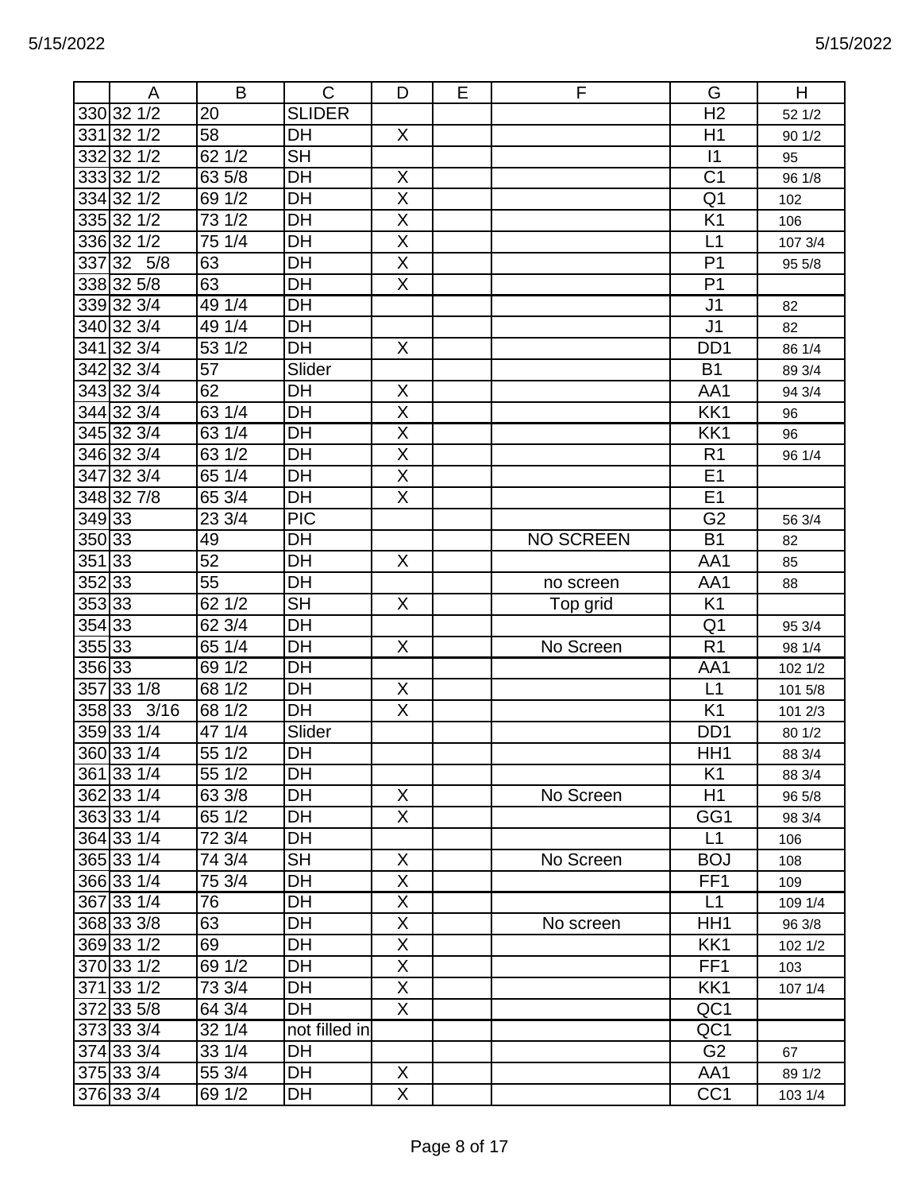| | A | B | C | D | E | F | G | H |
|---|---|---|---|---|---|---|---|---|
| 330 | 32 1/2 | 20 | SLIDER | | | | H2 | 52 1/2 |
| 331 | 32 1/2 | 58 | DH | X | | | H1 | 90 1/2 |
| 332 | 32 1/2 | 62 1/2 | SH | | | | I1 | 95 |
| 333 | 32 1/2 | 63 5/8 | DH | X | | | C1 | 96 1/8 |
| 334 | 32 1/2 | 69 1/2 | DH | X | | | Q1 | 102 |
| 335 | 32 1/2 | 73 1/2 | DH | X | | | K1 | 106 |
| 336 | 32 1/2 | 75 1/4 | DH | X | | | L1 | 107 3/4 |
| 337 | 32 5/8 | 63 | DH | X | | | P1 | 95 5/8 |
| 338 | 32 5/8 | 63 | DH | X | | | P1 | |
| 339 | 32 3/4 | 49 1/4 | DH | | | | J1 | 82 |
| 340 | 32 3/4 | 49 1/4 | DH | | | | J1 | 82 |
| 341 | 32 3/4 | 53 1/2 | DH | X | | | DD1 | 86 1/4 |
| 342 | 32 3/4 | 57 | Slider | | | | B1 | 89 3/4 |
| 343 | 32 3/4 | 62 | DH | X | | | AA1 | 94 3/4 |
| 344 | 32 3/4 | 63 1/4 | DH | X | | | KK1 | 96 |
| 345 | 32 3/4 | 63 1/4 | DH | X | | | KK1 | 96 |
| 346 | 32 3/4 | 63 1/2 | DH | X | | | R1 | 96 1/4 |
| 347 | 32 3/4 | 65 1/4 | DH | X | | | E1 | |
| 348 | 32 7/8 | 65 3/4 | DH | X | | | E1 | |
| 349 | 33 | 23 3/4 | PIC | | | | G2 | 56 3/4 |
| 350 | 33 | 49 | DH | | | NO SCREEN | B1 | 82 |
| 351 | 33 | 52 | DH | X | | | AA1 | 85 |
| 352 | 33 | 55 | DH | | | no screen | AA1 | 88 |
| 353 | 33 | 62 1/2 | SH | X | | Top grid | K1 | |
| 354 | 33 | 62 3/4 | DH | | | | Q1 | 95 3/4 |
| 355 | 33 | 65 1/4 | DH | X | | No Screen | R1 | 98 1/4 |
| 356 | 33 | 69 1/2 | DH | | | | AA1 | 102 1/2 |
| 357 | 33 1/8 | 68 1/2 | DH | X | | | L1 | 101 5/8 |
| 358 | 33 3/16 | 68 1/2 | DH | X | | | K1 | 101 2/3 |
| 359 | 33 1/4 | 47 1/4 | Slider | | | | DD1 | 80 1/2 |
| 360 | 33 1/4 | 55 1/2 | DH | | | | HH1 | 88 3/4 |
| 361 | 33 1/4 | 55 1/2 | DH | | | | K1 | 88 3/4 |
| 362 | 33 1/4 | 63 3/8 | DH | X | | No Screen | H1 | 96 5/8 |
| 363 | 33 1/4 | 65 1/2 | DH | X | | | GG1 | 98 3/4 |
| 364 | 33 1/4 | 72 3/4 | DH | | | | L1 | 106 |
| 365 | 33 1/4 | 74 3/4 | SH | X | | No Screen | BOJ | 108 |
| 366 | 33 1/4 | 75 3/4 | DH | X | | | FF1 | 109 |
| 367 | 33 1/4 | 76 | DH | X | | | L1 | 109 1/4 |
| 368 | 33 3/8 | 63 | DH | X | | No screen | HH1 | 96 3/8 |
| 369 | 33 1/2 | 69 | DH | X | | | KK1 | 102 1/2 |
| 370 | 33 1/2 | 69 1/2 | DH | X | | | FF1 | 103 |
| 371 | 33 1/2 | 73 3/4 | DH | X | | | KK1 | 107 1/4 |
| 372 | 33 5/8 | 64 3/4 | DH | X | | | QC1 | |
| 373 | 33 3/4 | 32 1/4 | not filled in | | | | QC1 | |
| 374 | 33 3/4 | 33 1/4 | DH | | | | G2 | 67 |
| 375 | 33 3/4 | 55 3/4 | DH | X | | | AA1 | 89 1/2 |
| 376 | 33 3/4 | 69 1/2 | DH | X | | | CC1 | 103 1/4 |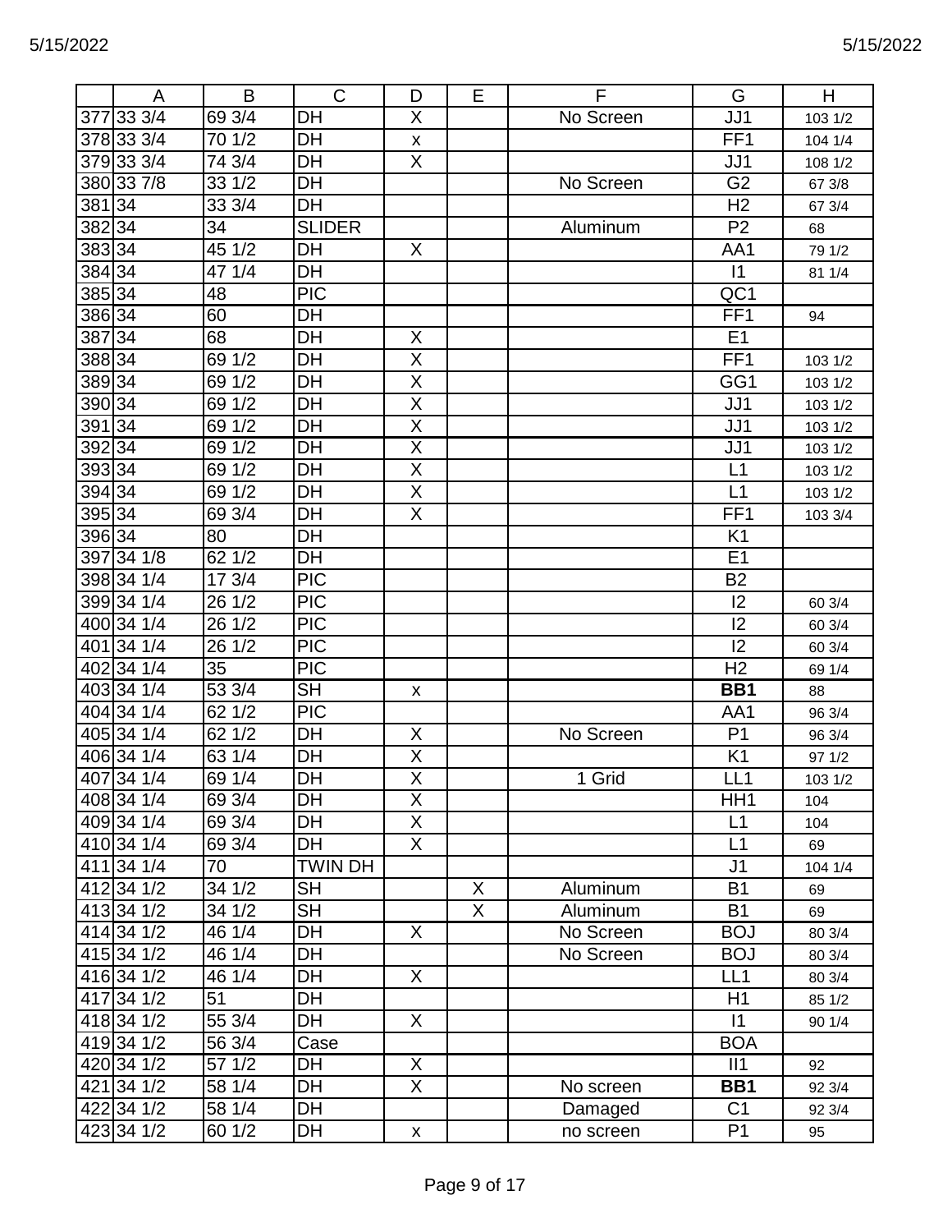| | A | B | C | D | E | F | G | H |
|---|---|---|---|---|---|---|---|---|
| 377 | 33 3/4 | 69 3/4 | DH | X | | No Screen | JJ1 | 103 1/2 |
| 378 | 33 3/4 | 70 1/2 | DH | x | | | FF1 | 104 1/4 |
| 379 | 33 3/4 | 74 3/4 | DH | X | | | JJ1 | 108 1/2 |
| 380 | 33 7/8 | 33 1/2 | DH | | | No Screen | G2 | 67 3/8 |
| 381 | 34 | 33 3/4 | DH | | | | H2 | 67 3/4 |
| 382 | 34 | 34 | SLIDER | | | Aluminum | P2 | 68 |
| 383 | 34 | 45 1/2 | DH | X | | | AA1 | 79 1/2 |
| 384 | 34 | 47 1/4 | DH | | | | I1 | 81 1/4 |
| 385 | 34 | 48 | PIC | | | | QC1 | |
| 386 | 34 | 60 | DH | | | | FF1 | 94 |
| 387 | 34 | 68 | DH | X | | | E1 | |
| 388 | 34 | 69 1/2 | DH | X | | | FF1 | 103 1/2 |
| 389 | 34 | 69 1/2 | DH | X | | | GG1 | 103 1/2 |
| 390 | 34 | 69 1/2 | DH | X | | | JJ1 | 103 1/2 |
| 391 | 34 | 69 1/2 | DH | X | | | JJ1 | 103 1/2 |
| 392 | 34 | 69 1/2 | DH | X | | | JJ1 | 103 1/2 |
| 393 | 34 | 69 1/2 | DH | X | | | L1 | 103 1/2 |
| 394 | 34 | 69 1/2 | DH | X | | | L1 | 103 1/2 |
| 395 | 34 | 69 3/4 | DH | X | | | FF1 | 103 3/4 |
| 396 | 34 | 80 | DH | | | | K1 | |
| 397 | 34 1/8 | 62 1/2 | DH | | | | E1 | |
| 398 | 34 1/4 | 17 3/4 | PIC | | | | B2 | |
| 399 | 34 1/4 | 26 1/2 | PIC | | | | I2 | 60 3/4 |
| 400 | 34 1/4 | 26 1/2 | PIC | | | | I2 | 60 3/4 |
| 401 | 34 1/4 | 26 1/2 | PIC | | | | I2 | 60 3/4 |
| 402 | 34 1/4 | 35 | PIC | | | | H2 | 69 1/4 |
| 403 | 34 1/4 | 53 3/4 | SH | x | | | **BB1** | 88 |
| 404 | 34 1/4 | 62 1/2 | PIC | | | | AA1 | 96 3/4 |
| 405 | 34 1/4 | 62 1/2 | DH | X | | No Screen | P1 | 96 3/4 |
| 406 | 34 1/4 | 63 1/4 | DH | X | | | K1 | 97 1/2 |
| 407 | 34 1/4 | 69 1/4 | DH | X | | 1 Grid | LL1 | 103 1/2 |
| 408 | 34 1/4 | 69 3/4 | DH | X | | | HH1 | 104 |
| 409 | 34 1/4 | 69 3/4 | DH | X | | | L1 | 104 |
| 410 | 34 1/4 | 69 3/4 | DH | X | | | L1 | 69 |
| 411 | 34 1/4 | 70 | TWIN DH | | | | J1 | 104 1/4 |
| 412 | 34 1/2 | 34 1/2 | SH | | X | Aluminum | B1 | 69 |
| 413 | 34 1/2 | 34 1/2 | SH | | X | Aluminum | B1 | 69 |
| 414 | 34 1/2 | 46 1/4 | DH | X | | No Screen | BOJ | 80 3/4 |
| 415 | 34 1/2 | 46 1/4 | DH | | | No Screen | BOJ | 80 3/4 |
| 416 | 34 1/2 | 46 1/4 | DH | X | | | LL1 | 80 3/4 |
| 417 | 34 1/2 | 51 | DH | | | | H1 | 85 1/2 |
| 418 | 34 1/2 | 55 3/4 | DH | X | | | I1 | 90 1/4 |
| 419 | 34 1/2 | 56 3/4 | Case | | | | BOA | |
| 420 | 34 1/2 | 57 1/2 | DH | X | | | II1 | 92 |
| 421 | 34 1/2 | 58 1/4 | DH | X | | No screen | **BB1** | 92 3/4 |
| 422 | 34 1/2 | 58 1/4 | DH | | | Damaged | C1 | 92 3/4 |
| 423 | 34 1/2 | 60 1/2 | DH | x | | no screen | P1 | 95 |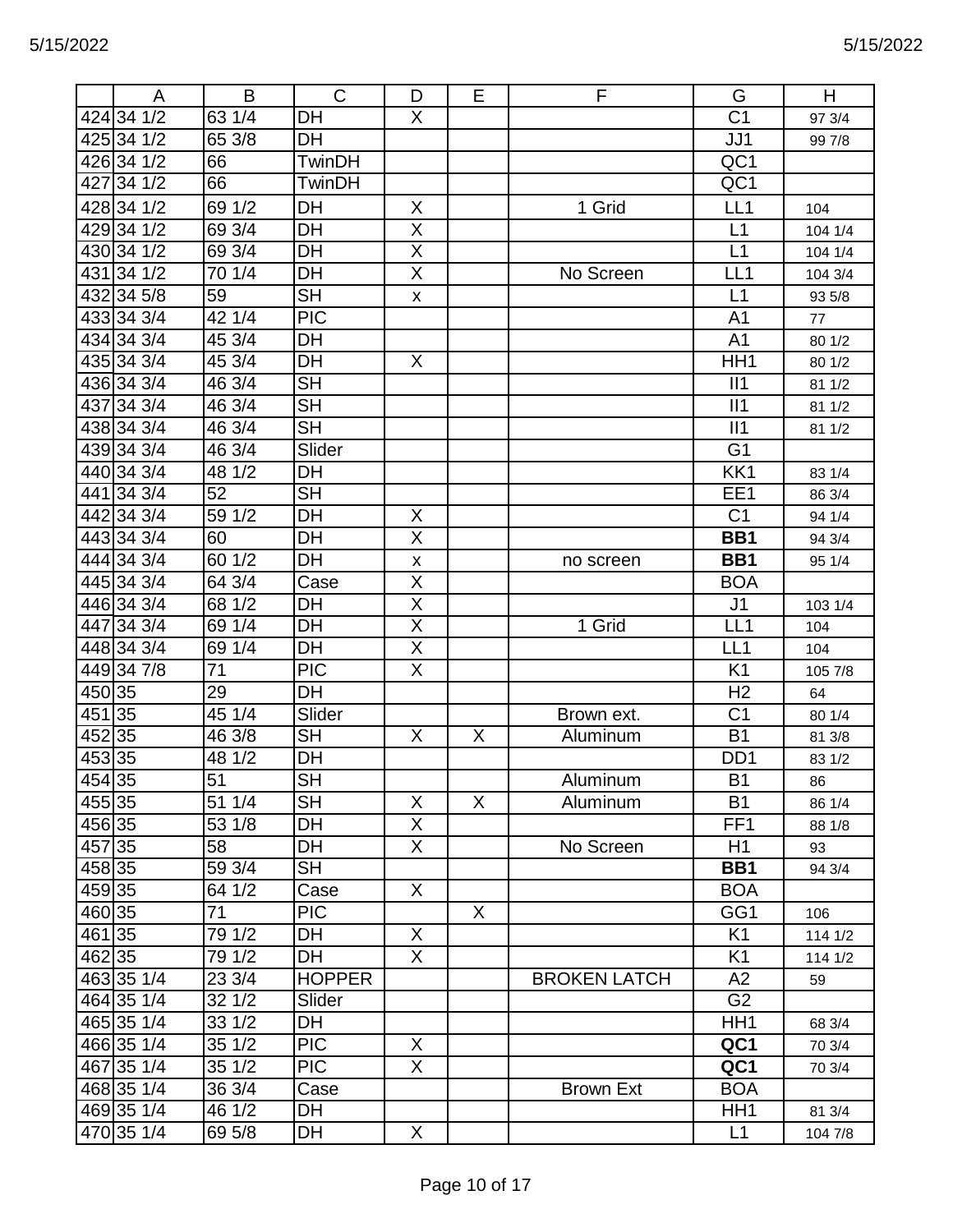| | A | B | C | D | E | F | G | H |
|---|---|---|---|---|---|---|---|---|
| 424 | 34 1/2 | 63 1/4 | DH | X | | | C1 | 97 3/4 |
| 425 | 34 1/2 | 65 3/8 | DH | | | | JJ1 | 99 7/8 |
| 426 | 34 1/2 | 66 | TwinDH | | | | QC1 | |
| 427 | 34 1/2 | 66 | TwinDH | | | | QC1 | |
| 428 | 34 1/2 | 69 1/2 | DH | X | | 1 Grid | LL1 | 104 |
| 429 | 34 1/2 | 69 3/4 | DH | X | | | L1 | 104 1/4 |
| 430 | 34 1/2 | 69 3/4 | DH | X | | | L1 | 104 1/4 |
| 431 | 34 1/2 | 70 1/4 | DH | X | | No Screen | LL1 | 104 3/4 |
| 432 | 34 5/8 | 59 | SH | x | | | L1 | 93 5/8 |
| 433 | 34 3/4 | 42 1/4 | PIC | | | | A1 | 77 |
| 434 | 34 3/4 | 45 3/4 | DH | | | | A1 | 80 1/2 |
| 435 | 34 3/4 | 45 3/4 | DH | X | | | HH1 | 80 1/2 |
| 436 | 34 3/4 | 46 3/4 | SH | | | | II1 | 81 1/2 |
| 437 | 34 3/4 | 46 3/4 | SH | | | | II1 | 81 1/2 |
| 438 | 34 3/4 | 46 3/4 | SH | | | | II1 | 81 1/2 |
| 439 | 34 3/4 | 46 3/4 | Slider | | | | G1 | |
| 440 | 34 3/4 | 48 1/2 | DH | | | | KK1 | 83 1/4 |
| 441 | 34 3/4 | 52 | SH | | | | EE1 | 86 3/4 |
| 442 | 34 3/4 | 59 1/2 | DH | X | | | C1 | 94 1/4 |
| 443 | 34 3/4 | 60 | DH | X | | | **BB1** | 94 3/4 |
| 444 | 34 3/4 | 60 1/2 | DH | x | | no screen | **BB1** | 95 1/4 |
| 445 | 34 3/4 | 64 3/4 | Case | X | | | BOA | |
| 446 | 34 3/4 | 68 1/2 | DH | X | | | J1 | 103 1/4 |
| 447 | 34 3/4 | 69 1/4 | DH | X | | 1 Grid | LL1 | 104 |
| 448 | 34 3/4 | 69 1/4 | DH | X | | | LL1 | 104 |
| 449 | 34 7/8 | 71 | PIC | X | | | K1 | 105 7/8 |
| 450 | 35 | 29 | DH | | | | H2 | 64 |
| 451 | 35 | 45 1/4 | Slider | | | Brown ext. | C1 | 80 1/4 |
| 452 | 35 | 46 3/8 | SH | X | X | Aluminum | B1 | 81 3/8 |
| 453 | 35 | 48 1/2 | DH | | | | DD1 | 83 1/2 |
| 454 | 35 | 51 | SH | | | Aluminum | B1 | 86 |
| 455 | 35 | 51 1/4 | SH | X | X | Aluminum | B1 | 86 1/4 |
| 456 | 35 | 53 1/8 | DH | X | | | FF1 | 88 1/8 |
| 457 | 35 | 58 | DH | X | | No Screen | H1 | 93 |
| 458 | 35 | 59 3/4 | SH | | | | **BB1** | 94 3/4 |
| 459 | 35 | 64 1/2 | Case | X | | | BOA | |
| 460 | 35 | 71 | PIC | | X | | GG1 | 106 |
| 461 | 35 | 79 1/2 | DH | X | | | K1 | 114 1/2 |
| 462 | 35 | 79 1/2 | DH | X | | | K1 | 114 1/2 |
| 463 | 35 1/4 | 23 3/4 | HOPPER | | | BROKEN LATCH | A2 | 59 |
| 464 | 35 1/4 | 32 1/2 | Slider | | | | G2 | |
| 465 | 35 1/4 | 33 1/2 | DH | | | | HH1 | 68 3/4 |
| 466 | 35 1/4 | 35 1/2 | PIC | X | | | **QC1** | 70 3/4 |
| 467 | 35 1/4 | 35 1/2 | PIC | X | | | **QC1** | 70 3/4 |
| 468 | 35 1/4 | 36 3/4 | Case | | | Brown Ext | BOA | |
| 469 | 35 1/4 | 46 1/2 | DH | | | | HH1 | 81 3/4 |
| 470 | 35 1/4 | 69 5/8 | DH | X | | | L1 | 104 7/8 |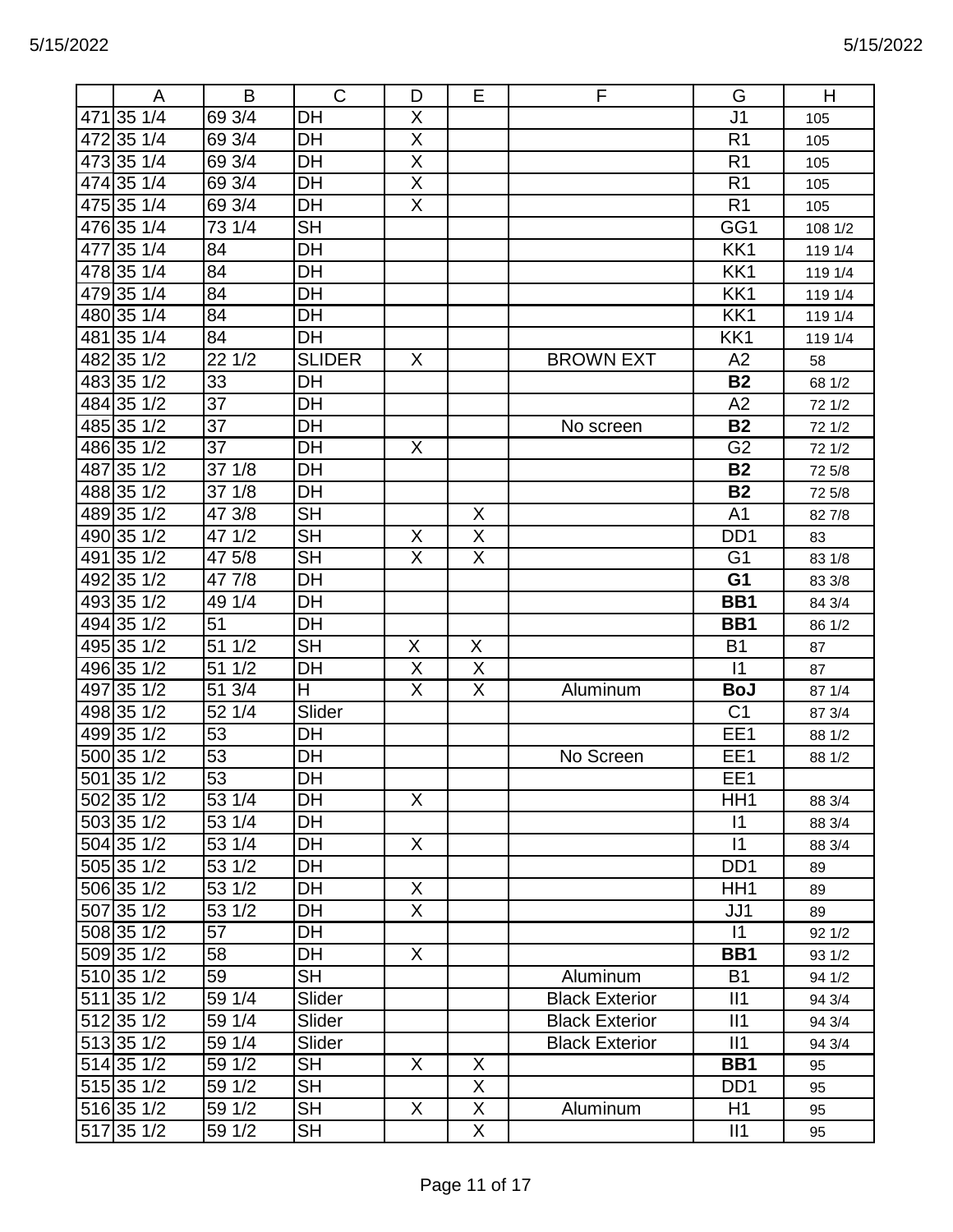| | A | B | C | D | E | F | G | H |
|---|---|---|---|---|---|---|---|---|
| 471 | 35 1/4 | 69 3/4 | DH | X | | | J1 | 105 |
| 472 | 35 1/4 | 69 3/4 | DH | X | | | R1 | 105 |
| 473 | 35 1/4 | 69 3/4 | DH | X | | | R1 | 105 |
| 474 | 35 1/4 | 69 3/4 | DH | X | | | R1 | 105 |
| 475 | 35 1/4 | 69 3/4 | DH | X | | | R1 | 105 |
| 476 | 35 1/4 | 73 1/4 | SH | | | | GG1 | 108 1/2 |
| 477 | 35 1/4 | 84 | DH | | | | KK1 | 119 1/4 |
| 478 | 35 1/4 | 84 | DH | | | | KK1 | 119 1/4 |
| 479 | 35 1/4 | 84 | DH | | | | KK1 | 119 1/4 |
| 480 | 35 1/4 | 84 | DH | | | | KK1 | 119 1/4 |
| 481 | 35 1/4 | 84 | DH | | | | KK1 | 119 1/4 |
| 482 | 35 1/2 | 22 1/2 | SLIDER | X | | BROWN EXT | A2 | 58 |
| 483 | 35 1/2 | 33 | DH | | | | **B2** | 68 1/2 |
| 484 | 35 1/2 | 37 | DH | | | | A2 | 72 1/2 |
| 485 | 35 1/2 | 37 | DH | | | No screen | **B2** | 72 1/2 |
| 486 | 35 1/2 | 37 | DH | X | | | G2 | 72 1/2 |
| 487 | 35 1/2 | 37 1/8 | DH | | | | **B2** | 72 5/8 |
| 488 | 35 1/2 | 37 1/8 | DH | | | | **B2** | 72 5/8 |
| 489 | 35 1/2 | 47 3/8 | SH | | X | | A1 | 82 7/8 |
| 490 | 35 1/2 | 47 1/2 | SH | X | X | | DD1 | 83 |
| 491 | 35 1/2 | 47 5/8 | SH | X | X | | G1 | 83 1/8 |
| 492 | 35 1/2 | 47 7/8 | DH | | | | **G1** | 83 3/8 |
| 493 | 35 1/2 | 49 1/4 | DH | | | | **BB1** | 84 3/4 |
| 494 | 35 1/2 | 51 | DH | | | | **BB1** | 86 1/2 |
| 495 | 35 1/2 | 51 1/2 | SH | X | X | | B1 | 87 |
| 496 | 35 1/2 | 51 1/2 | DH | X | X | | I1 | 87 |
| 497 | 35 1/2 | 51 3/4 | H | X | X | Aluminum | **BoJ** | 87 1/4 |
| 498 | 35 1/2 | 52 1/4 | Slider | | | | C1 | 87 3/4 |
| 499 | 35 1/2 | 53 | DH | | | | EE1 | 88 1/2 |
| 500 | 35 1/2 | 53 | DH | | | No Screen | EE1 | 88 1/2 |
| 501 | 35 1/2 | 53 | DH | | | | EE1 | |
| 502 | 35 1/2 | 53 1/4 | DH | X | | | HH1 | 88 3/4 |
| 503 | 35 1/2 | 53 1/4 | DH | | | | I1 | 88 3/4 |
| 504 | 35 1/2 | 53 1/4 | DH | X | | | I1 | 88 3/4 |
| 505 | 35 1/2 | 53 1/2 | DH | | | | DD1 | 89 |
| 506 | 35 1/2 | 53 1/2 | DH | X | | | HH1 | 89 |
| 507 | 35 1/2 | 53 1/2 | DH | X | | | JJ1 | 89 |
| 508 | 35 1/2 | 57 | DH | | | | I1 | 92 1/2 |
| 509 | 35 1/2 | 58 | DH | X | | | **BB1** | 93 1/2 |
| 510 | 35 1/2 | 59 | SH | | | Aluminum | B1 | 94 1/2 |
| 511 | 35 1/2 | 59 1/4 | Slider | | | Black Exterior | II1 | 94 3/4 |
| 512 | 35 1/2 | 59 1/4 | Slider | | | Black Exterior | II1 | 94 3/4 |
| 513 | 35 1/2 | 59 1/4 | Slider | | | Black Exterior | II1 | 94 3/4 |
| 514 | 35 1/2 | 59 1/2 | SH | X | X | | **BB1** | 95 |
| 515 | 35 1/2 | 59 1/2 | SH | | X | | DD1 | 95 |
| 516 | 35 1/2 | 59 1/2 | SH | X | X | Aluminum | H1 | 95 |
| 517 | 35 1/2 | 59 1/2 | SH | | X | | II1 | 95 |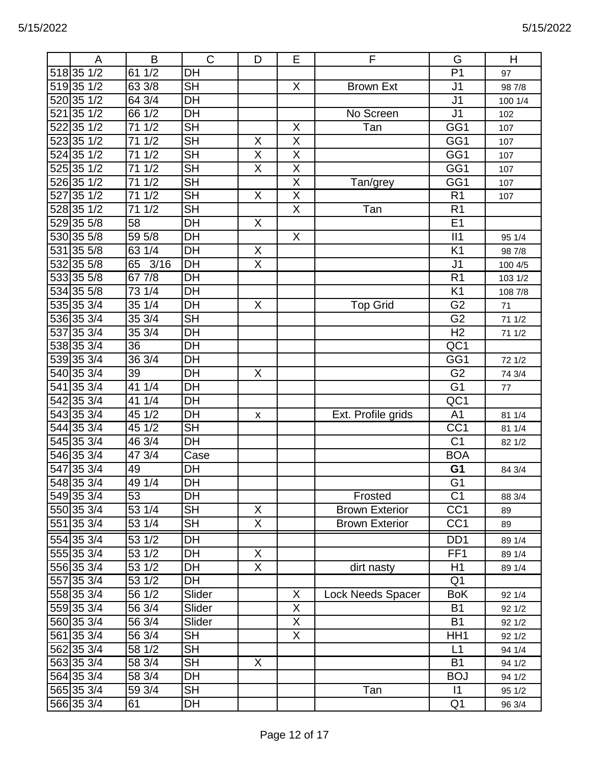| | A | B | C | D | E | F | G | H |
|---|---|---|---|---|---|---|---|---|
| 518 | 35 1/2 | 61 1/2 | DH | | | | P1 | 97 |
| 519 | 35 1/2 | 63 3/8 | SH | | X | Brown Ext | J1 | 98 7/8 |
| 520 | 35 1/2 | 64 3/4 | DH | | | | J1 | 100 1/4 |
| 521 | 35 1/2 | 66 1/2 | DH | | | No Screen | J1 | 102 |
| 522 | 35 1/2 | 71 1/2 | SH | | X | Tan | GG1 | 107 |
| 523 | 35 1/2 | 71 1/2 | SH | X | X | | GG1 | 107 |
| 524 | 35 1/2 | 71 1/2 | SH | X | X | | GG1 | 107 |
| 525 | 35 1/2 | 71 1/2 | SH | X | X | | GG1 | 107 |
| 526 | 35 1/2 | 71 1/2 | SH | | X | Tan/grey | GG1 | 107 |
| 527 | 35 1/2 | 71 1/2 | SH | X | X | | R1 | 107 |
| 528 | 35 1/2 | 71 1/2 | SH | | X | Tan | R1 | |
| 529 | 35 5/8 | 58 | DH | X | | | E1 | |
| 530 | 35 5/8 | 59 5/8 | DH | | X | | II1 | 95 1/4 |
| 531 | 35 5/8 | 63 1/4 | DH | X | | | K1 | 98 7/8 |
| 532 | 35 5/8 | 65 3/16 | DH | X | | | J1 | 100 4/5 |
| 533 | 35 5/8 | 67 7/8 | DH | | | | R1 | 103 1/2 |
| 534 | 35 5/8 | 73 1/4 | DH | | | | K1 | 108 7/8 |
| 535 | 35 3/4 | 35 1/4 | DH | X | | Top Grid | G2 | 71 |
| 536 | 35 3/4 | 35 3/4 | SH | | | | G2 | 71 1/2 |
| 537 | 35 3/4 | 35 3/4 | DH | | | | H2 | 71 1/2 |
| 538 | 35 3/4 | 36 | DH | | | | QC1 | |
| 539 | 35 3/4 | 36 3/4 | DH | | | | GG1 | 72 1/2 |
| 540 | 35 3/4 | 39 | DH | X | | | G2 | 74 3/4 |
| 541 | 35 3/4 | 41 1/4 | DH | | | | G1 | 77 |
| 542 | 35 3/4 | 41 1/4 | DH | | | | QC1 | |
| 543 | 35 3/4 | 45 1/2 | DH | x | | Ext. Profile grids | A1 | 81 1/4 |
| 544 | 35 3/4 | 45 1/2 | SH | | | | CC1 | 81 1/4 |
| 545 | 35 3/4 | 46 3/4 | DH | | | | C1 | 82 1/2 |
| 546 | 35 3/4 | 47 3/4 | Case | | | | BOA | |
| 547 | 35 3/4 | 49 | DH | | | | **G1** | 84 3/4 |
| 548 | 35 3/4 | 49 1/4 | DH | | | | G1 | |
| 549 | 35 3/4 | 53 | DH | | | Frosted | C1 | 88 3/4 |
| 550 | 35 3/4 | 53 1/4 | SH | X | | Brown Exterior | CC1 | 89 |
| 551 | 35 3/4 | 53 1/4 | SH | X | | Brown Exterior | CC1 | 89 |
| 554 | 35 3/4 | 53 1/2 | DH | | | | DD1 | 89 1/4 |
| 555 | 35 3/4 | 53 1/2 | DH | X | | | FF1 | 89 1/4 |
| 556 | 35 3/4 | 53 1/2 | DH | X | | dirt nasty | H1 | 89 1/4 |
| 557 | 35 3/4 | 53 1/2 | DH | | | | Q1 | |
| 558 | 35 3/4 | 56 1/2 | Slider | | X | Lock Needs Spacer | BoK | 92 1/4 |
| 559 | 35 3/4 | 56 3/4 | Slider | | X | | B1 | 92 1/2 |
| 560 | 35 3/4 | 56 3/4 | Slider | | X | | B1 | 92 1/2 |
| 561 | 35 3/4 | 56 3/4 | SH | | X | | HH1 | 92 1/2 |
| 562 | 35 3/4 | 58 1/2 | SH | | | | L1 | 94 1/4 |
| 563 | 35 3/4 | 58 3/4 | SH | X | | | B1 | 94 1/2 |
| 564 | 35 3/4 | 58 3/4 | DH | | | | BOJ | 94 1/2 |
| 565 | 35 3/4 | 59 3/4 | SH | | | Tan | I1 | 95 1/2 |
| 566 | 35 3/4 | 61 | DH | | | | Q1 | 96 3/4 |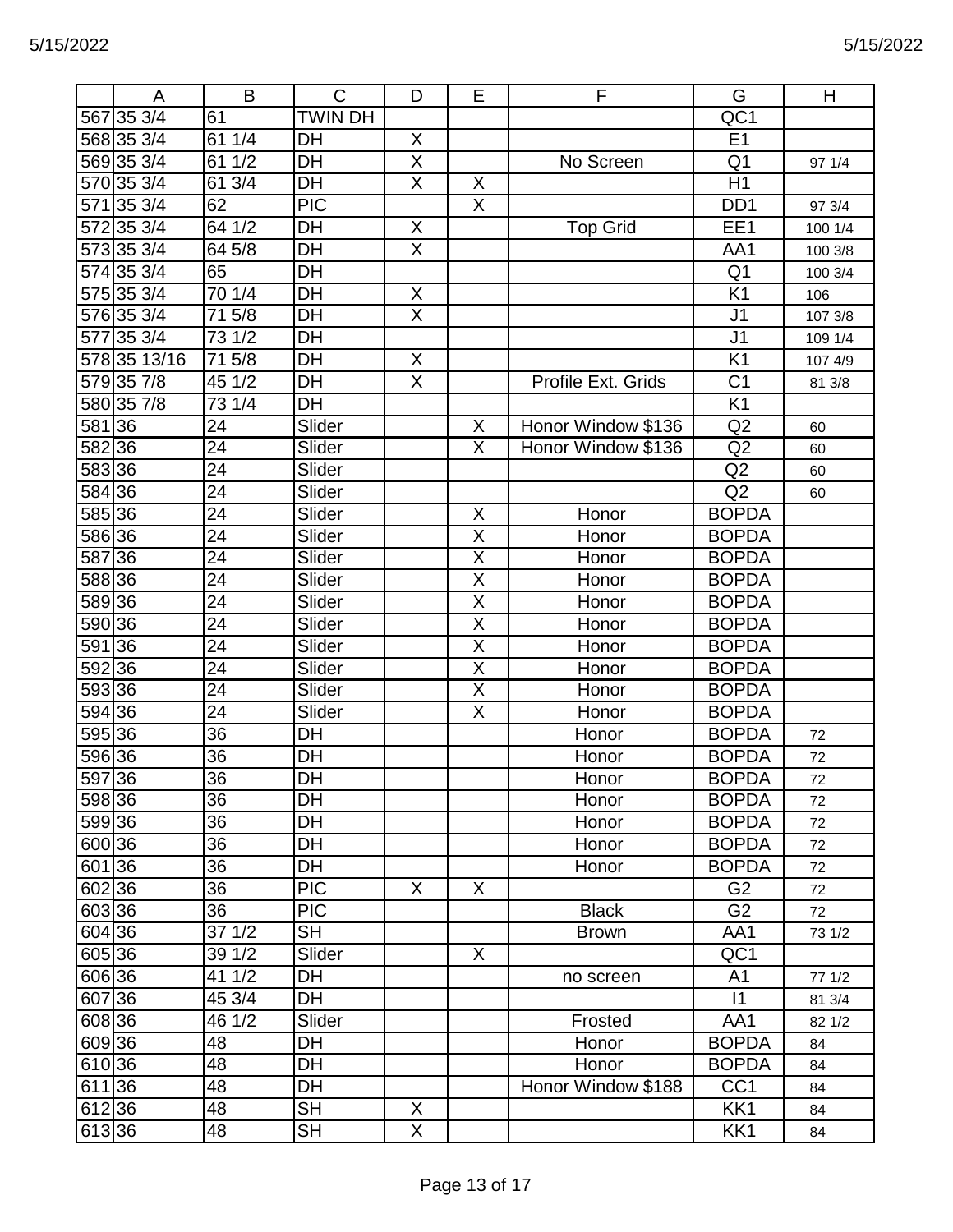| | A | B | C | D | E | F | G | H |
|---|---|---|---|---|---|---|---|---|
| 567 | 35 3/4 | 61 | TWIN DH | | | | QC1 | |
| 568 | 35 3/4 | 61 1/4 | DH | X | | | E1 | |
| 569 | 35 3/4 | 61 1/2 | DH | X | | No Screen | Q1 | 97 1/4 |
| 570 | 35 3/4 | 61 3/4 | DH | X | X | | H1 | |
| 571 | 35 3/4 | 62 | PIC | | X | | DD1 | 97 3/4 |
| 572 | 35 3/4 | 64 1/2 | DH | X | | Top Grid | EE1 | 100 1/4 |
| 573 | 35 3/4 | 64 5/8 | DH | X | | | AA1 | 100 3/8 |
| 574 | 35 3/4 | 65 | DH | | | | Q1 | 100 3/4 |
| 575 | 35 3/4 | 70 1/4 | DH | X | | | K1 | 106 |
| 576 | 35 3/4 | 71 5/8 | DH | X | | | J1 | 107 3/8 |
| 577 | 35 3/4 | 73 1/2 | DH | | | | J1 | 109 1/4 |
| 578 | 35 13/16 | 71 5/8 | DH | X | | | K1 | 107 4/9 |
| 579 | 35 7/8 | 45 1/2 | DH | X | | Profile Ext. Grids | C1 | 81 3/8 |
| 580 | 35 7/8 | 73 1/4 | DH | | | | K1 | |
| 581 | 36 | 24 | Slider | | X | Honor Window $136 | Q2 | 60 |
| 582 | 36 | 24 | Slider | | X | Honor Window $136 | Q2 | 60 |
| 583 | 36 | 24 | Slider | | | | Q2 | 60 |
| 584 | 36 | 24 | Slider | | | | Q2 | 60 |
| 585 | 36 | 24 | Slider | | X | Honor | BOPDA | |
| 586 | 36 | 24 | Slider | | X | Honor | BOPDA | |
| 587 | 36 | 24 | Slider | | X | Honor | BOPDA | |
| 588 | 36 | 24 | Slider | | X | Honor | BOPDA | |
| 589 | 36 | 24 | Slider | | X | Honor | BOPDA | |
| 590 | 36 | 24 | Slider | | X | Honor | BOPDA | |
| 591 | 36 | 24 | Slider | | X | Honor | BOPDA | |
| 592 | 36 | 24 | Slider | | X | Honor | BOPDA | |
| 593 | 36 | 24 | Slider | | X | Honor | BOPDA | |
| 594 | 36 | 24 | Slider | | X | Honor | BOPDA | |
| 595 | 36 | 36 | DH | | | Honor | BOPDA | 72 |
| 596 | 36 | 36 | DH | | | Honor | BOPDA | 72 |
| 597 | 36 | 36 | DH | | | Honor | BOPDA | 72 |
| 598 | 36 | 36 | DH | | | Honor | BOPDA | 72 |
| 599 | 36 | 36 | DH | | | Honor | BOPDA | 72 |
| 600 | 36 | 36 | DH | | | Honor | BOPDA | 72 |
| 601 | 36 | 36 | DH | | | Honor | BOPDA | 72 |
| 602 | 36 | 36 | PIC | X | X | | G2 | 72 |
| 603 | 36 | 36 | PIC | | | Black | G2 | 72 |
| 604 | 36 | 37 1/2 | SH | | | Brown | AA1 | 73 1/2 |
| 605 | 36 | 39 1/2 | Slider | | X | | QC1 | |
| 606 | 36 | 41 1/2 | DH | | | no screen | A1 | 77 1/2 |
| 607 | 36 | 45 3/4 | DH | | | | I1 | 81 3/4 |
| 608 | 36 | 46 1/2 | Slider | | | Frosted | AA1 | 82 1/2 |
| 609 | 36 | 48 | DH | | | Honor | BOPDA | 84 |
| 610 | 36 | 48 | DH | | | Honor | BOPDA | 84 |
| 611 | 36 | 48 | DH | | | Honor Window $188 | CC1 | 84 |
| 612 | 36 | 48 | SH | X | | | KK1 | 84 |
| 613 | 36 | 48 | SH | X | | | KK1 | 84 |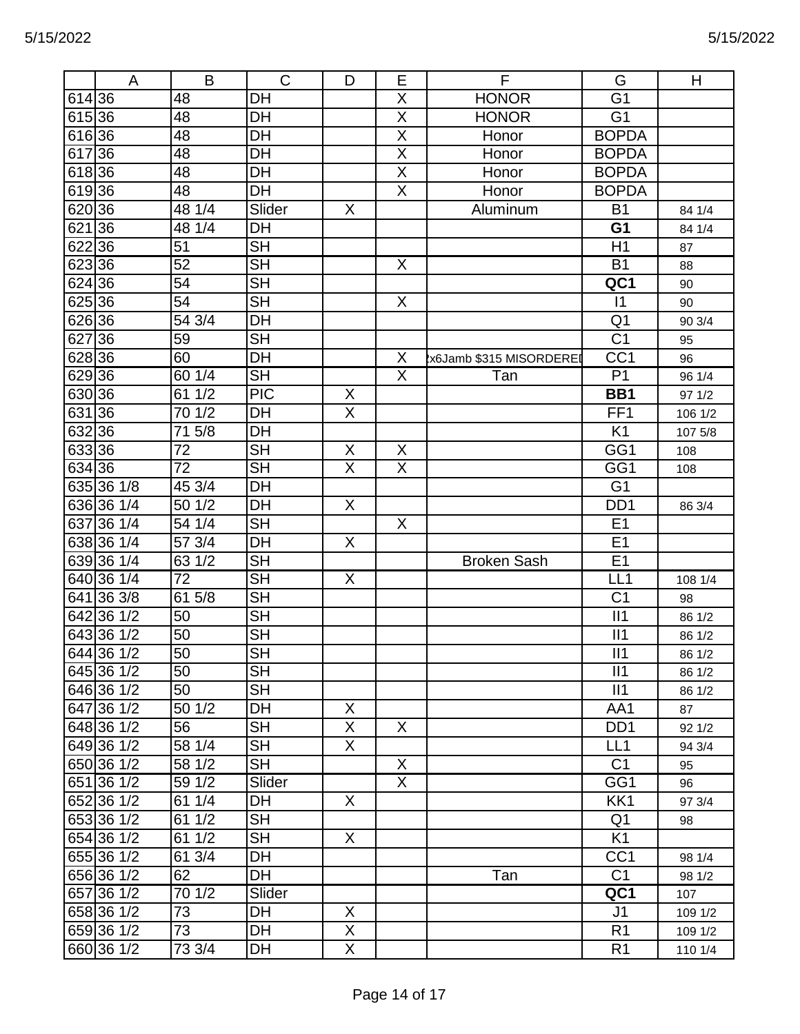| | A | B | C | D | E | F | G | H |
|---|---|---|---|---|---|---|---|---|
| 614 | 36 | 48 | DH | | X | HONOR | G1 | |
| 615 | 36 | 48 | DH | | X | HONOR | G1 | |
| 616 | 36 | 48 | DH | | X | Honor | BOPDA | |
| 617 | 36 | 48 | DH | | X | Honor | BOPDA | |
| 618 | 36 | 48 | DH | | X | Honor | BOPDA | |
| 619 | 36 | 48 | DH | | X | Honor | BOPDA | |
| 620 | 36 | 48 1/4 | Slider | X | | Aluminum | B1 | 84 1/4 |
| 621 | 36 | 48 1/4 | DH | | | | **G1** | 84 1/4 |
| 622 | 36 | 51 | SH | | | | H1 | 87 |
| 623 | 36 | 52 | SH | | X | | B1 | 88 |
| 624 | 36 | 54 | SH | | | | **QC1** | 90 |
| 625 | 36 | 54 | SH | | X | | I1 | 90 |
| 626 | 36 | 54 3/4 | DH | | | | Q1 | 90 3/4 |
| 627 | 36 | 59 | SH | | | | C1 | 95 |
| 628 | 36 | 60 | DH | | X | ?x6Jamb $315 MISORDERED | CC1 | 96 |
| 629 | 36 | 60 1/4 | SH | | X | Tan | P1 | 96 1/4 |
| 630 | 36 | 61 1/2 | PIC | X | | | **BB1** | 97 1/2 |
| 631 | 36 | 70 1/2 | DH | X | | | FF1 | 106 1/2 |
| 632 | 36 | 71 5/8 | DH | | | | K1 | 107 5/8 |
| 633 | 36 | 72 | SH | X | X | | GG1 | 108 |
| 634 | 36 | 72 | SH | X | X | | GG1 | 108 |
| 635 | 36 1/8 | 45 3/4 | DH | | | | G1 | |
| 636 | 36 1/4 | 50 1/2 | DH | X | | | DD1 | 86 3/4 |
| 637 | 36 1/4 | 54 1/4 | SH | | X | | E1 | |
| 638 | 36 1/4 | 57 3/4 | DH | X | | | E1 | |
| 639 | 36 1/4 | 63 1/2 | SH | | | Broken Sash | E1 | |
| 640 | 36 1/4 | 72 | SH | X | | | LL1 | 108 1/4 |
| 641 | 36 3/8 | 61 5/8 | SH | | | | C1 | 98 |
| 642 | 36 1/2 | 50 | SH | | | | II1 | 86 1/2 |
| 643 | 36 1/2 | 50 | SH | | | | II1 | 86 1/2 |
| 644 | 36 1/2 | 50 | SH | | | | II1 | 86 1/2 |
| 645 | 36 1/2 | 50 | SH | | | | II1 | 86 1/2 |
| 646 | 36 1/2 | 50 | SH | | | | II1 | 86 1/2 |
| 647 | 36 1/2 | 50 1/2 | DH | X | | | AA1 | 87 |
| 648 | 36 1/2 | 56 | SH | X | X | | DD1 | 92 1/2 |
| 649 | 36 1/2 | 58 1/4 | SH | X | | | LL1 | 94 3/4 |
| 650 | 36 1/2 | 58 1/2 | SH | | X | | C1 | 95 |
| 651 | 36 1/2 | 59 1/2 | Slider | | X | | GG1 | 96 |
| 652 | 36 1/2 | 61 1/4 | DH | X | | | KK1 | 97 3/4 |
| 653 | 36 1/2 | 61 1/2 | SH | | | | Q1 | 98 |
| 654 | 36 1/2 | 61 1/2 | SH | X | | | K1 | |
| 655 | 36 1/2 | 61 3/4 | DH | | | | CC1 | 98 1/4 |
| 656 | 36 1/2 | 62 | DH | | | Tan | C1 | 98 1/2 |
| 657 | 36 1/2 | 70 1/2 | Slider | | | | **QC1** | 107 |
| 658 | 36 1/2 | 73 | DH | X | | | J1 | 109 1/2 |
| 659 | 36 1/2 | 73 | DH | X | | | R1 | 109 1/2 |
| 660 | 36 1/2 | 73 3/4 | DH | X | | | R1 | 110 1/4 |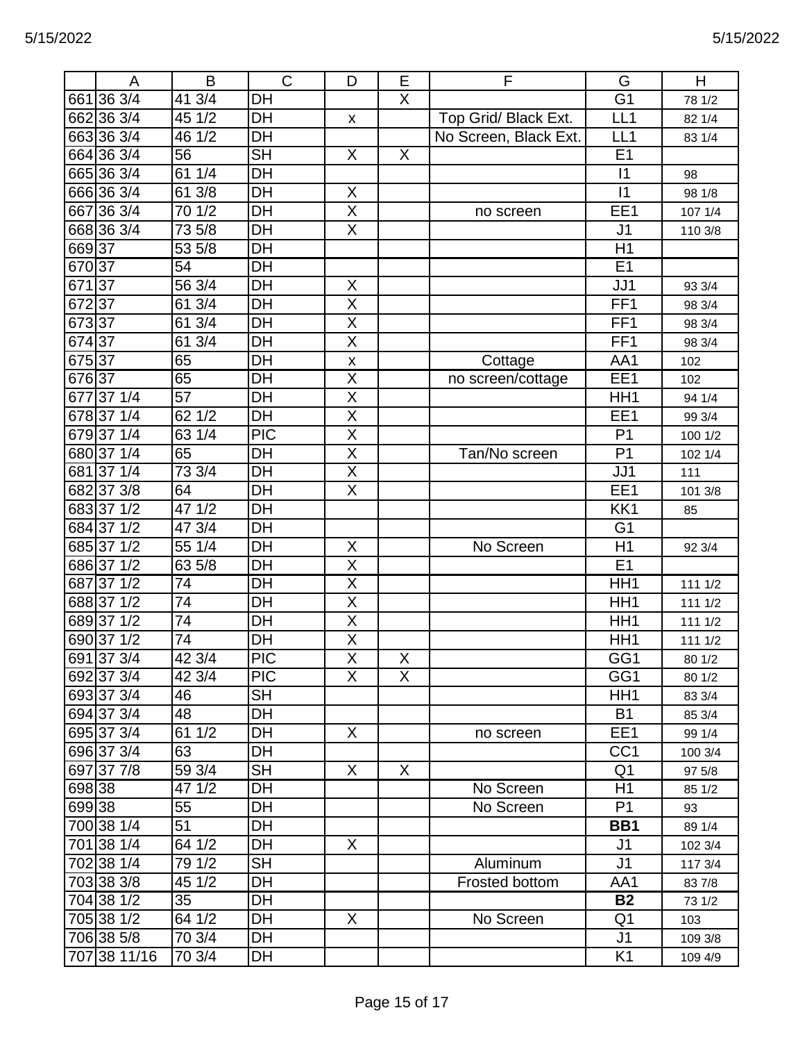| | A | B | C | D | E | F | G | H |
|---|---|---|---|---|---|---|---|---|
| 661 | 36 3/4 | 41 3/4 | DH | | X | | G1 | 78 1/2 |
| 662 | 36 3/4 | 45 1/2 | DH | x | | Top Grid/ Black Ext. | LL1 | 82 1/4 |
| 663 | 36 3/4 | 46 1/2 | DH | | | No Screen, Black Ext. | LL1 | 83 1/4 |
| 664 | 36 3/4 | 56 | SH | X | X | | E1 | |
| 665 | 36 3/4 | 61 1/4 | DH | | | | I1 | 98 |
| 666 | 36 3/4 | 61 3/8 | DH | X | | | I1 | 98 1/8 |
| 667 | 36 3/4 | 70 1/2 | DH | X | | no screen | EE1 | 107 1/4 |
| 668 | 36 3/4 | 73 5/8 | DH | X | | | J1 | 110 3/8 |
| 669 | 37 | 53 5/8 | DH | | | | H1 | |
| 670 | 37 | 54 | DH | | | | E1 | |
| 671 | 37 | 56 3/4 | DH | X | | | JJ1 | 93 3/4 |
| 672 | 37 | 61 3/4 | DH | X | | | FF1 | 98 3/4 |
| 673 | 37 | 61 3/4 | DH | X | | | FF1 | 98 3/4 |
| 674 | 37 | 61 3/4 | DH | X | | | FF1 | 98 3/4 |
| 675 | 37 | 65 | DH | x | | Cottage | AA1 | 102 |
| 676 | 37 | 65 | DH | X | | no screen/cottage | EE1 | 102 |
| 677 | 37 1/4 | 57 | DH | X | | | HH1 | 94 1/4 |
| 678 | 37 1/4 | 62 1/2 | DH | X | | | EE1 | 99 3/4 |
| 679 | 37 1/4 | 63 1/4 | PIC | X | | | P1 | 100 1/2 |
| 680 | 37 1/4 | 65 | DH | X | | Tan/No screen | P1 | 102 1/4 |
| 681 | 37 1/4 | 73 3/4 | DH | X | | | JJ1 | 111 |
| 682 | 37 3/8 | 64 | DH | X | | | EE1 | 101 3/8 |
| 683 | 37 1/2 | 47 1/2 | DH | | | | KK1 | 85 |
| 684 | 37 1/2 | 47 3/4 | DH | | | | G1 | |
| 685 | 37 1/2 | 55 1/4 | DH | X | | No Screen | H1 | 92 3/4 |
| 686 | 37 1/2 | 63 5/8 | DH | X | | | E1 | |
| 687 | 37 1/2 | 74 | DH | X | | | HH1 | 111 1/2 |
| 688 | 37 1/2 | 74 | DH | X | | | HH1 | 111 1/2 |
| 689 | 37 1/2 | 74 | DH | X | | | HH1 | 111 1/2 |
| 690 | 37 1/2 | 74 | DH | X | | | HH1 | 111 1/2 |
| 691 | 37 3/4 | 42 3/4 | PIC | X | X | | GG1 | 80 1/2 |
| 692 | 37 3/4 | 42 3/4 | PIC | X | X | | GG1 | 80 1/2 |
| 693 | 37 3/4 | 46 | SH | | | | HH1 | 83 3/4 |
| 694 | 37 3/4 | 48 | DH | | | | B1 | 85 3/4 |
| 695 | 37 3/4 | 61 1/2 | DH | X | | no screen | EE1 | 99 1/4 |
| 696 | 37 3/4 | 63 | DH | | | | CC1 | 100 3/4 |
| 697 | 37 7/8 | 59 3/4 | SH | X | X | | Q1 | 97 5/8 |
| 698 | 38 | 47 1/2 | DH | | | No Screen | H1 | 85 1/2 |
| 699 | 38 | 55 | DH | | | No Screen | P1 | 93 |
| 700 | 38 1/4 | 51 | DH | | | | **BB1** | 89 1/4 |
| 701 | 38 1/4 | 64 1/2 | DH | X | | | J1 | 102 3/4 |
| 702 | 38 1/4 | 79 1/2 | SH | | | Aluminum | J1 | 117 3/4 |
| 703 | 38 3/8 | 45 1/2 | DH | | | Frosted bottom | AA1 | 83 7/8 |
| 704 | 38 1/2 | 35 | DH | | | | **B2** | 73 1/2 |
| 705 | 38 1/2 | 64 1/2 | DH | X | | No Screen | Q1 | 103 |
| 706 | 38 5/8 | 70 3/4 | DH | | | | J1 | 109 3/8 |
| 707 | 38 11/16 | 70 3/4 | DH | | | | K1 | 109 4/9 |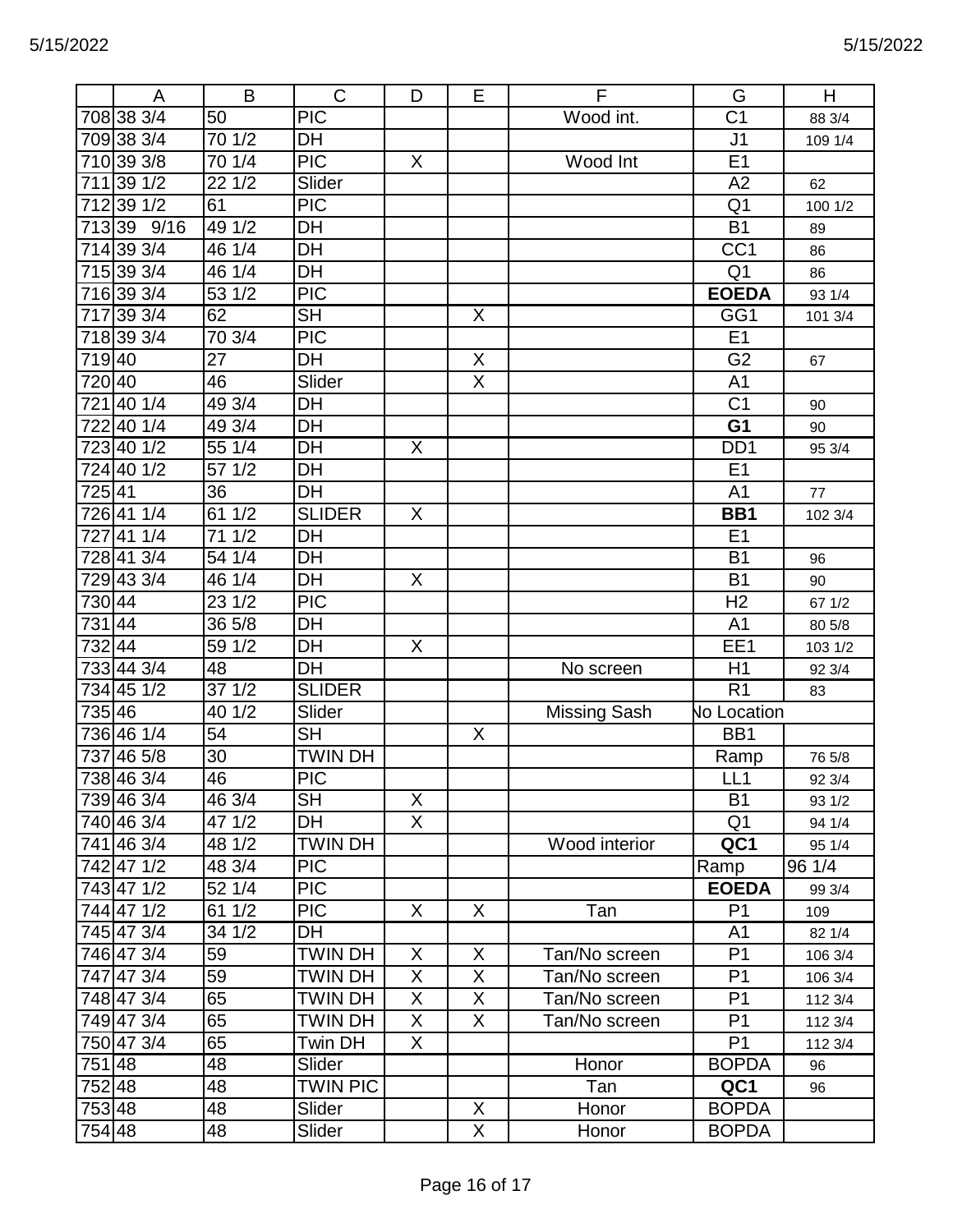| | A | B | C | D | E | F | G | H |
|---|---|---|---|---|---|---|---|---|
| 708 | 38 3/4 | 50 | PIC | | | Wood int. | C1 | 88 3/4 |
| 709 | 38 3/4 | 70 1/2 | DH | | | | J1 | 109 1/4 |
| 710 | 39 3/8 | 70 1/4 | PIC | X | | Wood Int | E1 | |
| 711 | 39 1/2 | 22 1/2 | Slider | | | | A2 | 62 |
| 712 | 39 1/2 | 61 | PIC | | | | Q1 | 100 1/2 |
| 713 | 39 9/16 | 49 1/2 | DH | | | | B1 | 89 |
| 714 | 39 3/4 | 46 1/4 | DH | | | | CC1 | 86 |
| 715 | 39 3/4 | 46 1/4 | DH | | | | Q1 | 86 |
| 716 | 39 3/4 | 53 1/2 | PIC | | | | **EOEDA** | 93 1/4 |
| 717 | 39 3/4 | 62 | SH | | X | | GG1 | 101 3/4 |
| 718 | 39 3/4 | 70 3/4 | PIC | | | | E1 | |
| 719 | 40 | 27 | DH | | X | | G2 | 67 |
| 720 | 40 | 46 | Slider | | X | | A1 | |
| 721 | 40 1/4 | 49 3/4 | DH | | | | C1 | 90 |
| 722 | 40 1/4 | 49 3/4 | DH | | | | **G1** | 90 |
| 723 | 40 1/2 | 55 1/4 | DH | X | | | DD1 | 95 3/4 |
| 724 | 40 1/2 | 57 1/2 | DH | | | | E1 | |
| 725 | 41 | 36 | DH | | | | A1 | 77 |
| 726 | 41 1/4 | 61 1/2 | SLIDER | X | | | **BB1** | 102 3/4 |
| 727 | 41 1/4 | 71 1/2 | DH | | | | E1 | |
| 728 | 41 3/4 | 54 1/4 | DH | | | | B1 | 96 |
| 729 | 43 3/4 | 46 1/4 | DH | X | | | B1 | 90 |
| 730 | 44 | 23 1/2 | PIC | | | | H2 | 67 1/2 |
| 731 | 44 | 36 5/8 | DH | | | | A1 | 80 5/8 |
| 732 | 44 | 59 1/2 | DH | X | | | EE1 | 103 1/2 |
| 733 | 44 3/4 | 48 | DH | | | No screen | H1 | 92 3/4 |
| 734 | 45 1/2 | 37 1/2 | SLIDER | | | | R1 | 83 |
| 735 | 46 | 40 1/2 | Slider | | | Missing Sash | No Location | |
| 736 | 46 1/4 | 54 | SH | | X | | BB1 | |
| 737 | 46 5/8 | 30 | TWIN DH | | | | Ramp | 76 5/8 |
| 738 | 46 3/4 | 46 | PIC | | | | LL1 | 92 3/4 |
| 739 | 46 3/4 | 46 3/4 | SH | X | | | B1 | 93 1/2 |
| 740 | 46 3/4 | 47 1/2 | DH | X | | | Q1 | 94 1/4 |
| 741 | 46 3/4 | 48 1/2 | TWIN DH | | | Wood interior | **QC1** | 95 1/4 |
| 742 | 47 1/2 | 48 3/4 | PIC | | | | Ramp | 96 1/4 |
| 743 | 47 1/2 | 52 1/4 | PIC | | | | **EOEDA** | 99 3/4 |
| 744 | 47 1/2 | 61 1/2 | PIC | X | X | Tan | P1 | 109 |
| 745 | 47 3/4 | 34 1/2 | DH | | | | A1 | 82 1/4 |
| 746 | 47 3/4 | 59 | TWIN DH | X | X | Tan/No screen | P1 | 106 3/4 |
| 747 | 47 3/4 | 59 | TWIN DH | X | X | Tan/No screen | P1 | 106 3/4 |
| 748 | 47 3/4 | 65 | TWIN DH | X | X | Tan/No screen | P1 | 112 3/4 |
| 749 | 47 3/4 | 65 | TWIN DH | X | X | Tan/No screen | P1 | 112 3/4 |
| 750 | 47 3/4 | 65 | Twin DH | X | | | P1 | 112 3/4 |
| 751 | 48 | 48 | Slider | | | Honor | BOPDA | 96 |
| 752 | 48 | 48 | TWIN PIC | | | Tan | **QC1** | 96 |
| 753 | 48 | 48 | Slider | | X | Honor | BOPDA | |
| 754 | 48 | 48 | Slider | | X | Honor | BOPDA | |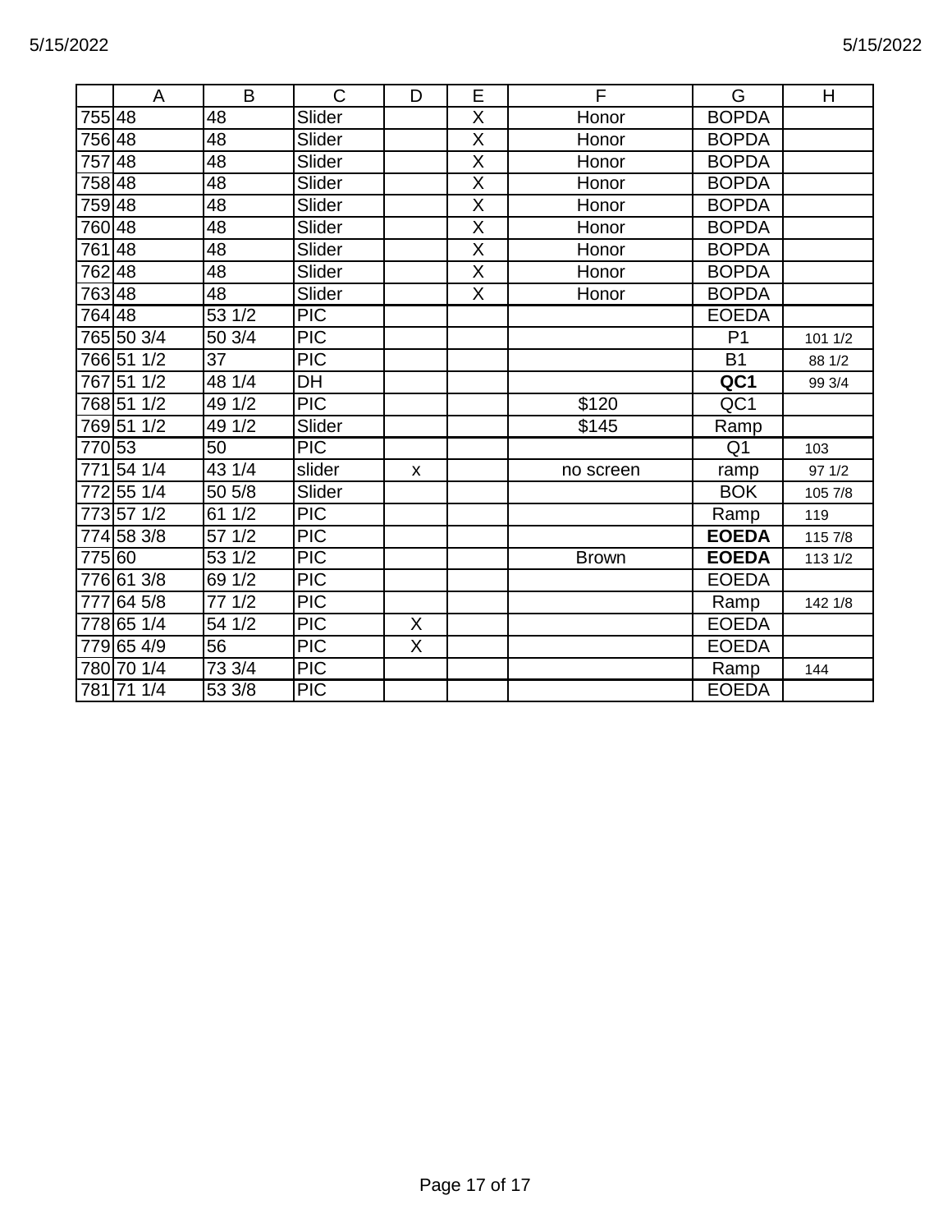| | A | B | C | D | E | F | G | H |
|---|---|---|---|---|---|---|---|---|
| 755 | 48 | 48 | Slider | | X | Honor | BOPDA | |
| 756 | 48 | 48 | Slider | | X | Honor | BOPDA | |
| 757 | 48 | 48 | Slider | | X | Honor | BOPDA | |
| 758 | 48 | 48 | Slider | | X | Honor | BOPDA | |
| 759 | 48 | 48 | Slider | | X | Honor | BOPDA | |
| 760 | 48 | 48 | Slider | | X | Honor | BOPDA | |
| 761 | 48 | 48 | Slider | | X | Honor | BOPDA | |
| 762 | 48 | 48 | Slider | | X | Honor | BOPDA | |
| 763 | 48 | 48 | Slider | | X | Honor | BOPDA | |
| 764 | 48 | 53 1/2 | PIC | | | | EOEDA | |
| 765 | 50 3/4 | 50 3/4 | PIC | | | | P1 | 101 1/2 |
| 766 | 51 1/2 | 37 | PIC | | | | B1 | 88 1/2 |
| 767 | 51 1/2 | 48 1/4 | DH | | | | **QC1** | 99 3/4 |
| 768 | 51 1/2 | 49 1/2 | PIC | | | $120 | QC1 | |
| 769 | 51 1/2 | 49 1/2 | Slider | | | $145 | Ramp | |
| 770 | 53 | 50 | PIC | | | | Q1 | 103 |
| 771 | 54 1/4 | 43 1/4 | slider | x | | no screen | ramp | 97 1/2 |
| 772 | 55 1/4 | 50 5/8 | Slider | | | | BOK | 105 7/8 |
| 773 | 57 1/2 | 61 1/2 | PIC | | | | Ramp | 119 |
| 774 | 58 3/8 | 57 1/2 | PIC | | | | **EOEDA** | 115 7/8 |
| 775 | 60 | 53 1/2 | PIC | | | Brown | **EOEDA** | 113 1/2 |
| 776 | 61 3/8 | 69 1/2 | PIC | | | | EOEDA | |
| 777 | 64 5/8 | 77 1/2 | PIC | | | | Ramp | 142 1/8 |
| 778 | 65 1/4 | 54 1/2 | PIC | X | | | EOEDA | |
| 779 | 65 4/9 | 56 | PIC | X | | | EOEDA | |
| 780 | 70 1/4 | 73 3/4 | PIC | | | | Ramp | 144 |
| 781 | 71 1/4 | 53 3/8 | PIC | | | | EOEDA | |